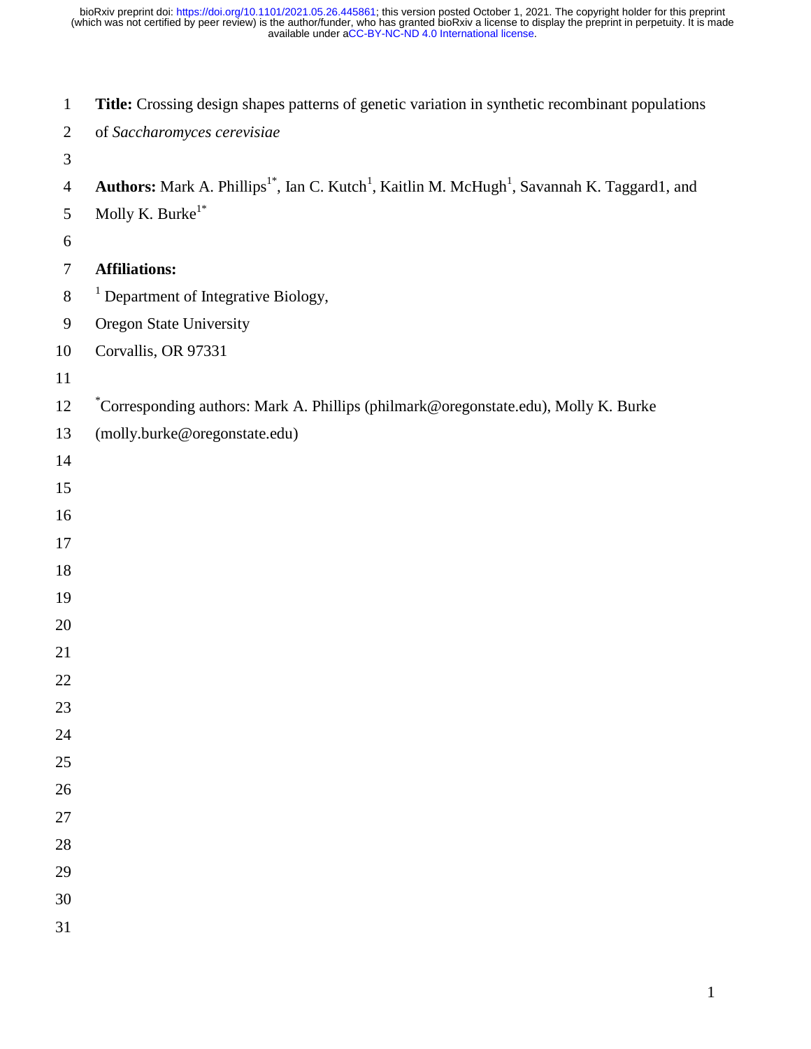**Title:** Crossing design shapes patterns of genetic variation in synthetic recombinant populations of *Saccharomyces cerevisiae*

**Authors:** Mark A. Phillips[1*], Ian C. Kutch[1], Kaitlin M. McHugh[1], Savannah K. Taggard1, and Molly K. Burke[1*]

**Affiliations:**

[1] Department of Integrative Biology,
Oregon State University
Corvallis, OR 97331

[*]Corresponding authors: Mark A. Phillips (philmark@oregonstate.edu), Molly K. Burke (molly.burke@oregonstate.edu)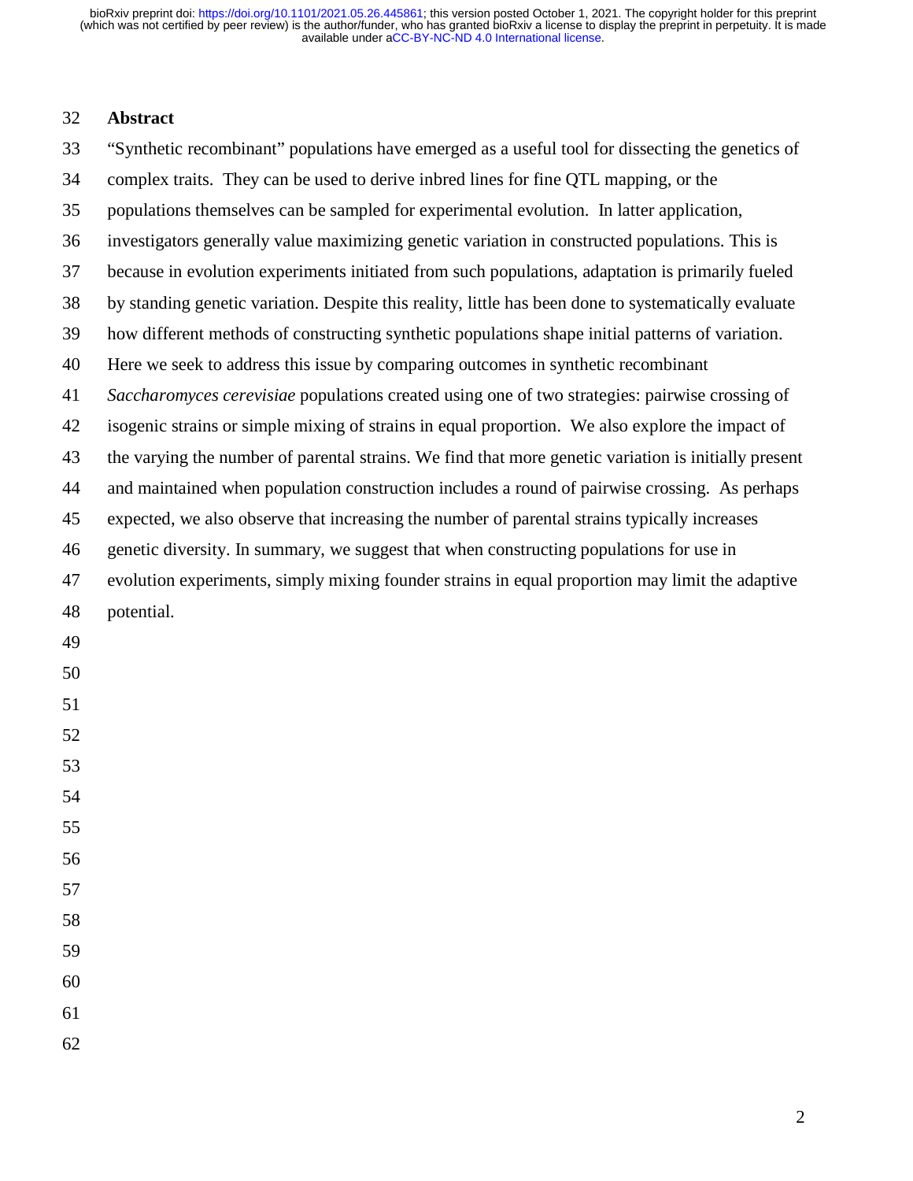## Abstract

"Synthetic recombinant" populations have emerged as a useful tool for dissecting the genetics of complex traits. They can be used to derive inbred lines for fine QTL mapping, or the populations themselves can be sampled for experimental evolution. In latter application, investigators generally value maximizing genetic variation in constructed populations. This is because in evolution experiments initiated from such populations, adaptation is primarily fueled by standing genetic variation. Despite this reality, little has been done to systematically evaluate how different methods of constructing synthetic populations shape initial patterns of variation. Here we seek to address this issue by comparing outcomes in synthetic recombinant *Saccharomyces cerevisiae* populations created using one of two strategies: pairwise crossing of isogenic strains or simple mixing of strains in equal proportion. We also explore the impact of the varying the number of parental strains. We find that more genetic variation is initially present and maintained when population construction includes a round of pairwise crossing. As perhaps expected, we also observe that increasing the number of parental strains typically increases genetic diversity. In summary, we suggest that when constructing populations for use in evolution experiments, simply mixing founder strains in equal proportion may limit the adaptive potential.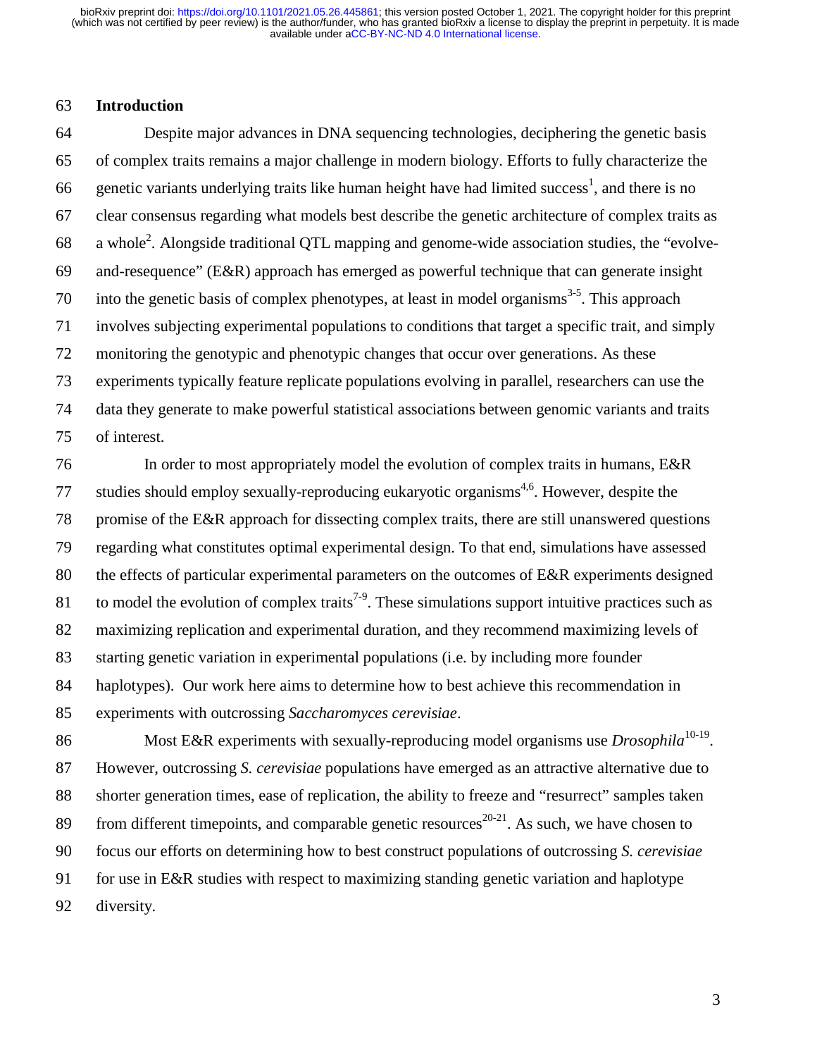## Introduction

Despite major advances in DNA sequencing technologies, deciphering the genetic basis of complex traits remains a major challenge in modern biology. Efforts to fully characterize the genetic variants underlying traits like human height have had limited success[1], and there is no clear consensus regarding what models best describe the genetic architecture of complex traits as a whole[2]. Alongside traditional QTL mapping and genome-wide association studies, the "evolve-and-resequence" (E&R) approach has emerged as powerful technique that can generate insight into the genetic basis of complex phenotypes, at least in model organisms[3-5]. This approach involves subjecting experimental populations to conditions that target a specific trait, and simply monitoring the genotypic and phenotypic changes that occur over generations. As these experiments typically feature replicate populations evolving in parallel, researchers can use the data they generate to make powerful statistical associations between genomic variants and traits of interest.

In order to most appropriately model the evolution of complex traits in humans, E&R studies should employ sexually-reproducing eukaryotic organisms[4,6]. However, despite the promise of the E&R approach for dissecting complex traits, there are still unanswered questions regarding what constitutes optimal experimental design. To that end, simulations have assessed the effects of particular experimental parameters on the outcomes of E&R experiments designed to model the evolution of complex traits[7-9]. These simulations support intuitive practices such as maximizing replication and experimental duration, and they recommend maximizing levels of starting genetic variation in experimental populations (i.e. by including more founder haplotypes). Our work here aims to determine how to best achieve this recommendation in experiments with outcrossing *Saccharomyces cerevisiae*.

Most E&R experiments with sexually-reproducing model organisms use *Drosophila*[10-19]. However, outcrossing *S. cerevisiae* populations have emerged as an attractive alternative due to shorter generation times, ease of replication, the ability to freeze and "resurrect" samples taken from different timepoints, and comparable genetic resources[20-21]. As such, we have chosen to focus our efforts on determining how to best construct populations of outcrossing *S. cerevisiae* for use in E&R studies with respect to maximizing standing genetic variation and haplotype diversity.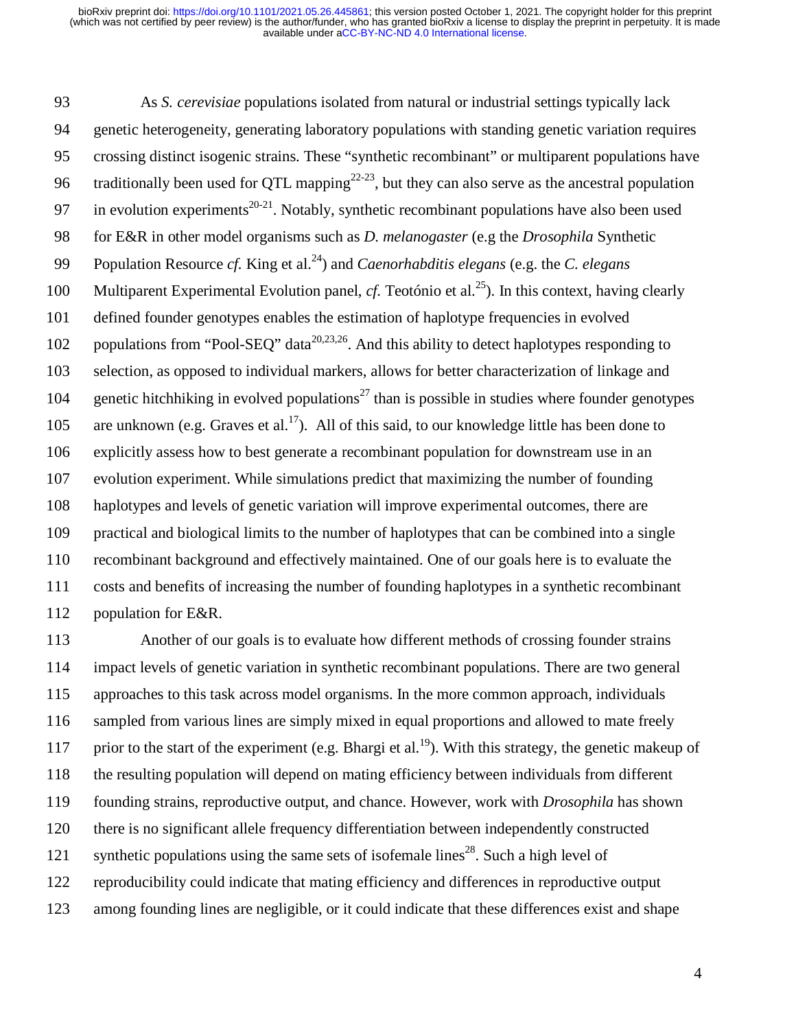As *S. cerevisiae* populations isolated from natural or industrial settings typically lack genetic heterogeneity, generating laboratory populations with standing genetic variation requires crossing distinct isogenic strains. These "synthetic recombinant" or multiparent populations have traditionally been used for QTL mapping[22-23], but they can also serve as the ancestral population in evolution experiments[20-21]. Notably, synthetic recombinant populations have also been used for E&R in other model organisms such as *D. melanogaster* (e.g the *Drosophila* Synthetic Population Resource *cf.* King et al.[24]) and *Caenorhabditis elegans* (e.g. the *C. elegans* Multiparent Experimental Evolution panel, *cf.* Teotónio et al.[25]). In this context, having clearly defined founder genotypes enables the estimation of haplotype frequencies in evolved populations from "Pool-SEQ" data[20,23,26]. And this ability to detect haplotypes responding to selection, as opposed to individual markers, allows for better characterization of linkage and genetic hitchhiking in evolved populations[27] than is possible in studies where founder genotypes are unknown (e.g. Graves et al.[17]). All of this said, to our knowledge little has been done to explicitly assess how to best generate a recombinant population for downstream use in an evolution experiment. While simulations predict that maximizing the number of founding haplotypes and levels of genetic variation will improve experimental outcomes, there are practical and biological limits to the number of haplotypes that can be combined into a single recombinant background and effectively maintained. One of our goals here is to evaluate the costs and benefits of increasing the number of founding haplotypes in a synthetic recombinant population for E&R.

Another of our goals is to evaluate how different methods of crossing founder strains impact levels of genetic variation in synthetic recombinant populations. There are two general approaches to this task across model organisms. In the more common approach, individuals sampled from various lines are simply mixed in equal proportions and allowed to mate freely prior to the start of the experiment (e.g. Bhargi et al.[19]). With this strategy, the genetic makeup of the resulting population will depend on mating efficiency between individuals from different founding strains, reproductive output, and chance. However, work with *Drosophila* has shown there is no significant allele frequency differentiation between independently constructed synthetic populations using the same sets of isofemale lines[28]. Such a high level of reproducibility could indicate that mating efficiency and differences in reproductive output among founding lines are negligible, or it could indicate that these differences exist and shape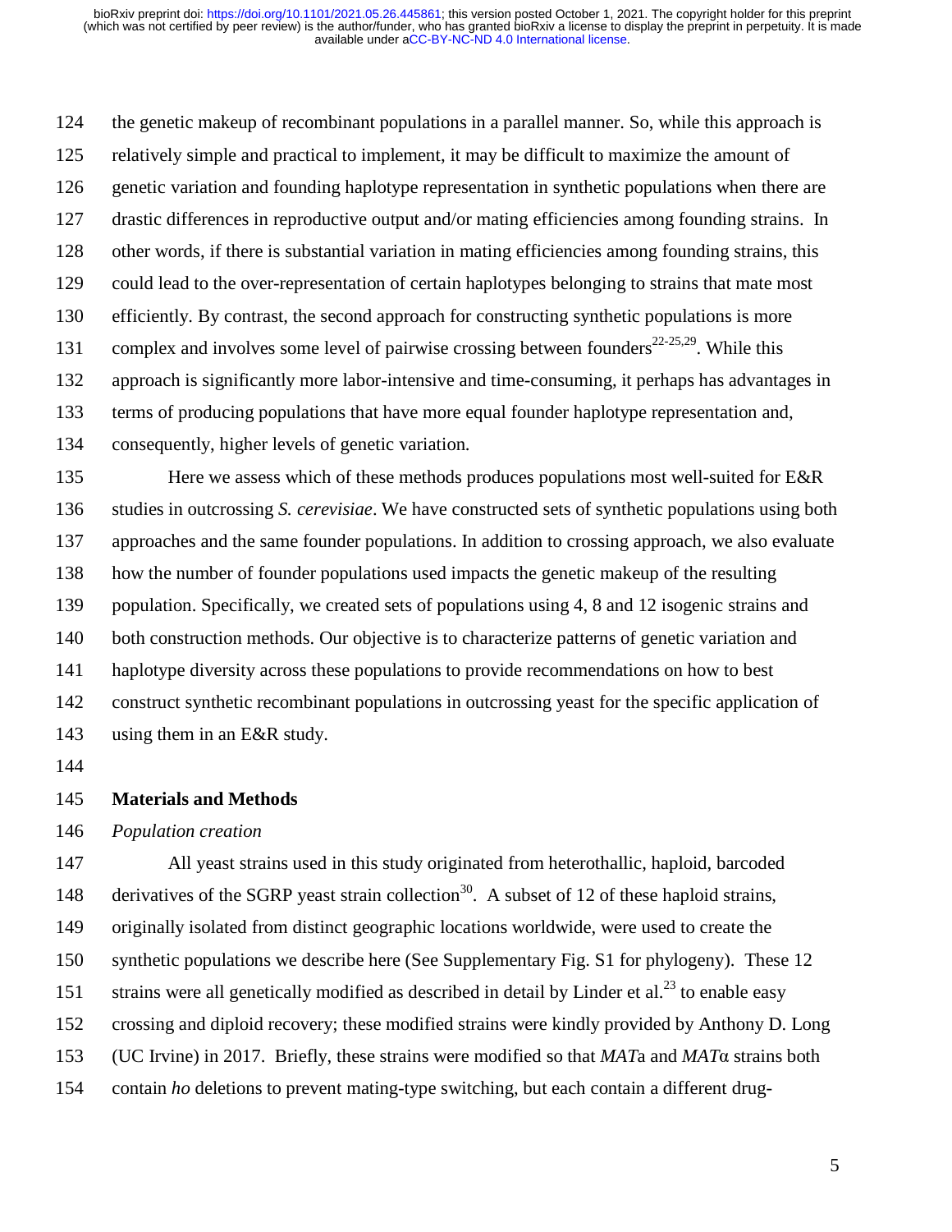the genetic makeup of recombinant populations in a parallel manner. So, while this approach is relatively simple and practical to implement, it may be difficult to maximize the amount of genetic variation and founding haplotype representation in synthetic populations when there are drastic differences in reproductive output and/or mating efficiencies among founding strains. In other words, if there is substantial variation in mating efficiencies among founding strains, this could lead to the over-representation of certain haplotypes belonging to strains that mate most efficiently. By contrast, the second approach for constructing synthetic populations is more complex and involves some level of pairwise crossing between founders[22-25,29]. While this approach is significantly more labor-intensive and time-consuming, it perhaps has advantages in terms of producing populations that have more equal founder haplotype representation and, consequently, higher levels of genetic variation.

Here we assess which of these methods produces populations most well-suited for E&R studies in outcrossing *S. cerevisiae*. We have constructed sets of synthetic populations using both approaches and the same founder populations. In addition to crossing approach, we also evaluate how the number of founder populations used impacts the genetic makeup of the resulting population. Specifically, we created sets of populations using 4, 8 and 12 isogenic strains and both construction methods. Our objective is to characterize patterns of genetic variation and haplotype diversity across these populations to provide recommendations on how to best construct synthetic recombinant populations in outcrossing yeast for the specific application of using them in an E&R study.

## Materials and Methods

### *Population creation*

All yeast strains used in this study originated from heterothallic, haploid, barcoded derivatives of the SGRP yeast strain collection[30]. A subset of 12 of these haploid strains, originally isolated from distinct geographic locations worldwide, were used to create the synthetic populations we describe here (See Supplementary Fig. S1 for phylogeny). These 12 strains were all genetically modified as described in detail by Linder et al.[23] to enable easy crossing and diploid recovery; these modified strains were kindly provided by Anthony D. Long (UC Irvine) in 2017. Briefly, these strains were modified so that *MAT*a and *MAT*α strains both contain *ho* deletions to prevent mating-type switching, but each contain a different drug-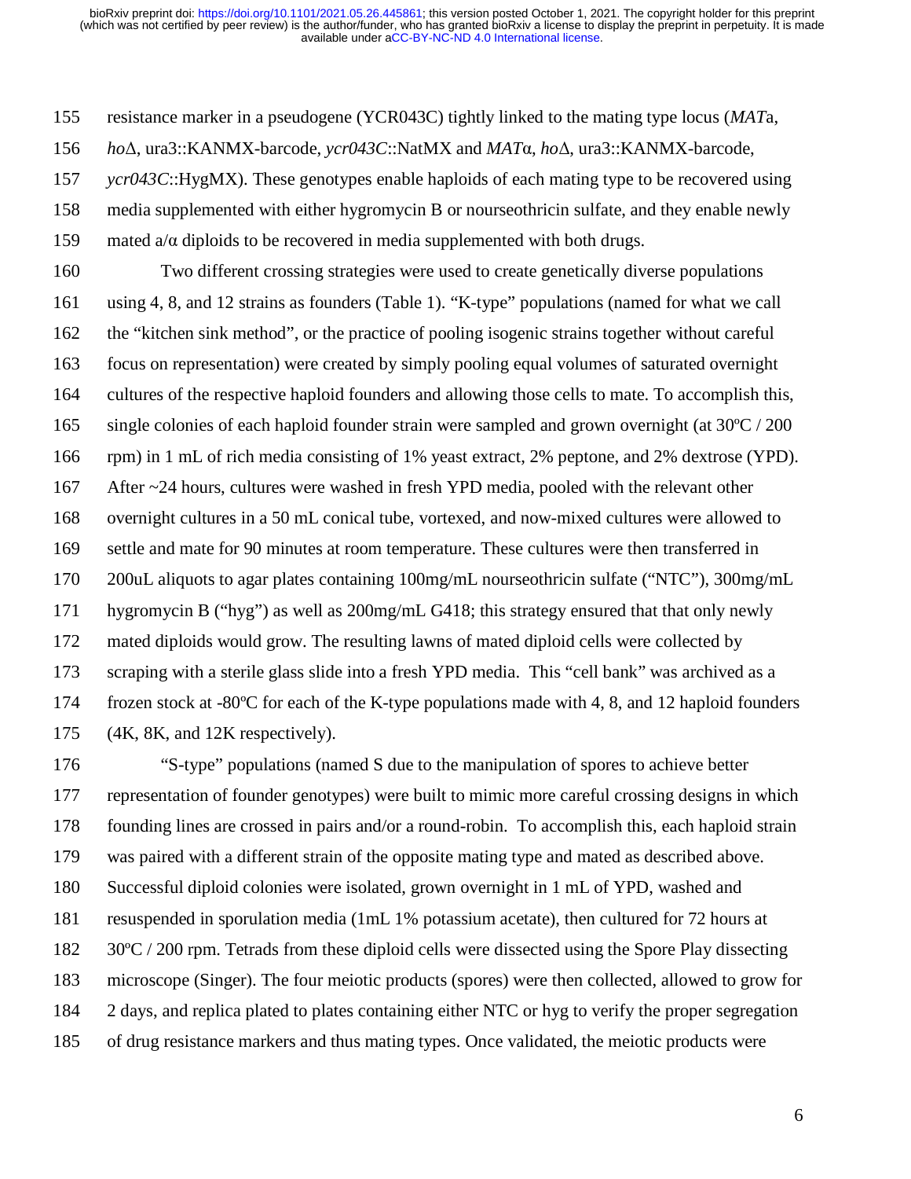resistance marker in a pseudogene (YCR043C) tightly linked to the mating type locus (*MAT*a, *ho*Δ, ura3::KANMX-barcode, *ycr043C*::NatMX and *MAT*α, *ho*Δ, ura3::KANMX-barcode, *ycr043C*::HygMX). These genotypes enable haploids of each mating type to be recovered using media supplemented with either hygromycin B or nourseothricin sulfate, and they enable newly mated a/α diploids to be recovered in media supplemented with both drugs.

Two different crossing strategies were used to create genetically diverse populations using 4, 8, and 12 strains as founders (Table 1). "K-type" populations (named for what we call the "kitchen sink method", or the practice of pooling isogenic strains together without careful focus on representation) were created by simply pooling equal volumes of saturated overnight cultures of the respective haploid founders and allowing those cells to mate. To accomplish this, single colonies of each haploid founder strain were sampled and grown overnight (at 30ºC / 200 rpm) in 1 mL of rich media consisting of 1% yeast extract, 2% peptone, and 2% dextrose (YPD). After ~24 hours, cultures were washed in fresh YPD media, pooled with the relevant other overnight cultures in a 50 mL conical tube, vortexed, and now-mixed cultures were allowed to settle and mate for 90 minutes at room temperature. These cultures were then transferred in 200uL aliquots to agar plates containing 100mg/mL nourseothricin sulfate ("NTC"), 300mg/mL hygromycin B ("hyg") as well as 200mg/mL G418; this strategy ensured that that only newly mated diploids would grow. The resulting lawns of mated diploid cells were collected by scraping with a sterile glass slide into a fresh YPD media. This "cell bank" was archived as a frozen stock at -80ºC for each of the K-type populations made with 4, 8, and 12 haploid founders (4K, 8K, and 12K respectively).

"S-type" populations (named S due to the manipulation of spores to achieve better representation of founder genotypes) were built to mimic more careful crossing designs in which founding lines are crossed in pairs and/or a round-robin. To accomplish this, each haploid strain was paired with a different strain of the opposite mating type and mated as described above. Successful diploid colonies were isolated, grown overnight in 1 mL of YPD, washed and resuspended in sporulation media (1mL 1% potassium acetate), then cultured for 72 hours at 30ºC / 200 rpm. Tetrads from these diploid cells were dissected using the Spore Play dissecting microscope (Singer). The four meiotic products (spores) were then collected, allowed to grow for 2 days, and replica plated to plates containing either NTC or hyg to verify the proper segregation of drug resistance markers and thus mating types. Once validated, the meiotic products were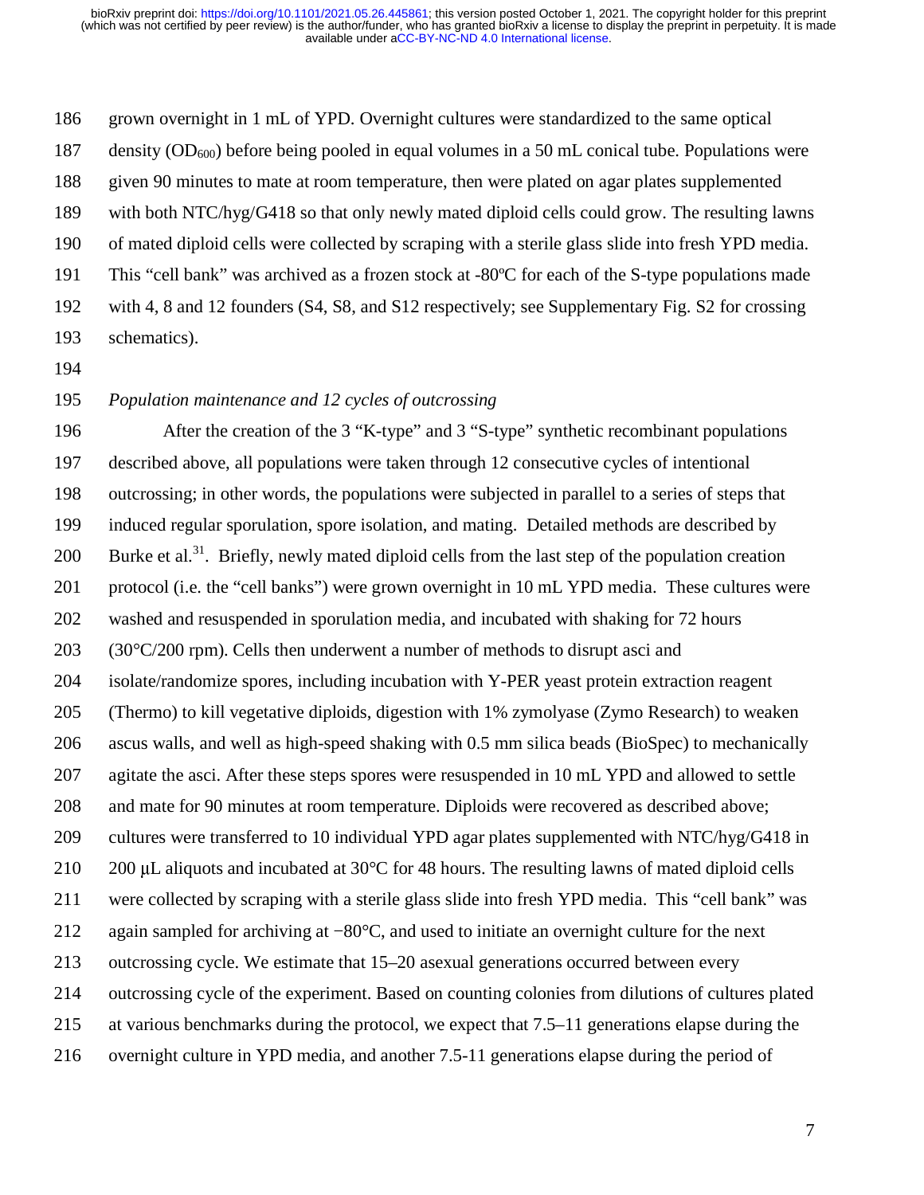grown overnight in 1 mL of YPD. Overnight cultures were standardized to the same optical density ($OD_{600}$) before being pooled in equal volumes in a 50 mL conical tube. Populations were given 90 minutes to mate at room temperature, then were plated on agar plates supplemented with both NTC/hyg/G418 so that only newly mated diploid cells could grow. The resulting lawns of mated diploid cells were collected by scraping with a sterile glass slide into fresh YPD media. This "cell bank" was archived as a frozen stock at -80ºC for each of the S-type populations made with 4, 8 and 12 founders (S4, S8, and S12 respectively; see Supplementary Fig. S2 for crossing schematics).

*Population maintenance and 12 cycles of outcrossing*

After the creation of the 3 "K-type" and 3 "S-type" synthetic recombinant populations described above, all populations were taken through 12 consecutive cycles of intentional outcrossing; in other words, the populations were subjected in parallel to a series of steps that induced regular sporulation, spore isolation, and mating. Detailed methods are described by Burke et al.[31]. Briefly, newly mated diploid cells from the last step of the population creation protocol (i.e. the "cell banks") were grown overnight in 10 mL YPD media. These cultures were washed and resuspended in sporulation media, and incubated with shaking for 72 hours (30°C/200 rpm). Cells then underwent a number of methods to disrupt asci and isolate/randomize spores, including incubation with Y-PER yeast protein extraction reagent (Thermo) to kill vegetative diploids, digestion with 1% zymolyase (Zymo Research) to weaken ascus walls, and well as high-speed shaking with 0.5 mm silica beads (BioSpec) to mechanically agitate the asci. After these steps spores were resuspended in 10 mL YPD and allowed to settle and mate for 90 minutes at room temperature. Diploids were recovered as described above; cultures were transferred to 10 individual YPD agar plates supplemented with NTC/hyg/G418 in 200 μL aliquots and incubated at 30°C for 48 hours. The resulting lawns of mated diploid cells were collected by scraping with a sterile glass slide into fresh YPD media. This "cell bank" was again sampled for archiving at −80°C, and used to initiate an overnight culture for the next outcrossing cycle. We estimate that 15–20 asexual generations occurred between every outcrossing cycle of the experiment. Based on counting colonies from dilutions of cultures plated at various benchmarks during the protocol, we expect that 7.5–11 generations elapse during the overnight culture in YPD media, and another 7.5-11 generations elapse during the period of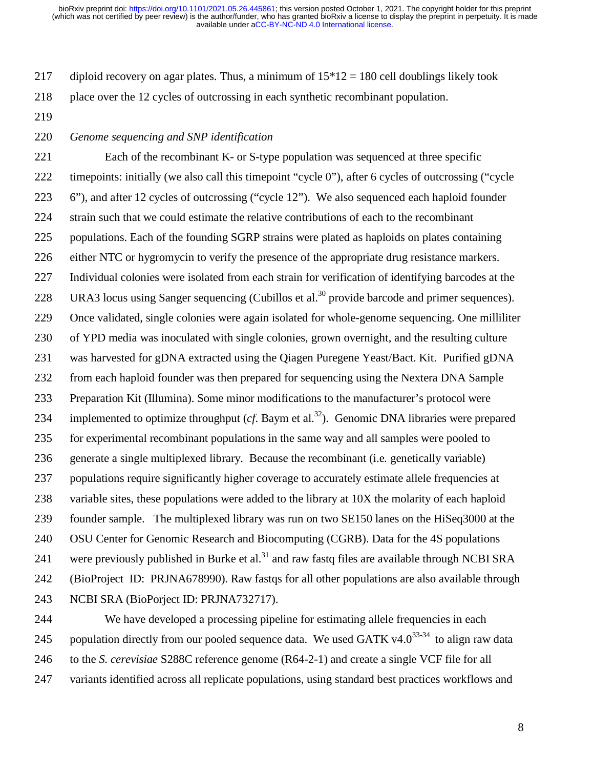diploid recovery on agar plates. Thus, a minimum of 15*12 = 180 cell doublings likely took place over the 12 cycles of outcrossing in each synthetic recombinant population.

*Genome sequencing and SNP identification*

Each of the recombinant K- or S-type population was sequenced at three specific timepoints: initially (we also call this timepoint "cycle 0"), after 6 cycles of outcrossing ("cycle 6"), and after 12 cycles of outcrossing ("cycle 12"). We also sequenced each haploid founder strain such that we could estimate the relative contributions of each to the recombinant populations. Each of the founding SGRP strains were plated as haploids on plates containing either NTC or hygromycin to verify the presence of the appropriate drug resistance markers. Individual colonies were isolated from each strain for verification of identifying barcodes at the URA3 locus using Sanger sequencing (Cubillos et al.[30] provide barcode and primer sequences). Once validated, single colonies were again isolated for whole-genome sequencing. One milliliter of YPD media was inoculated with single colonies, grown overnight, and the resulting culture was harvested for gDNA extracted using the Qiagen Puregene Yeast/Bact. Kit. Purified gDNA from each haploid founder was then prepared for sequencing using the Nextera DNA Sample Preparation Kit (Illumina). Some minor modifications to the manufacturer's protocol were implemented to optimize throughput (*cf*. Baym et al.[32]). Genomic DNA libraries were prepared for experimental recombinant populations in the same way and all samples were pooled to generate a single multiplexed library. Because the recombinant (i.e. genetically variable) populations require significantly higher coverage to accurately estimate allele frequencies at variable sites, these populations were added to the library at 10X the molarity of each haploid founder sample. The multiplexed library was run on two SE150 lanes on the HiSeq3000 at the OSU Center for Genomic Research and Biocomputing (CGRB). Data for the 4S populations were previously published in Burke et al.[31] and raw fastq files are available through NCBI SRA (BioProject ID: PRJNA678990). Raw fastqs for all other populations are also available through NCBI SRA (BioPorject ID: PRJNA732717).

We have developed a processing pipeline for estimating allele frequencies in each population directly from our pooled sequence data. We used GATK v4.0[33-34] to align raw data to the *S. cerevisiae* S288C reference genome (R64-2-1) and create a single VCF file for all variants identified across all replicate populations, using standard best practices workflows and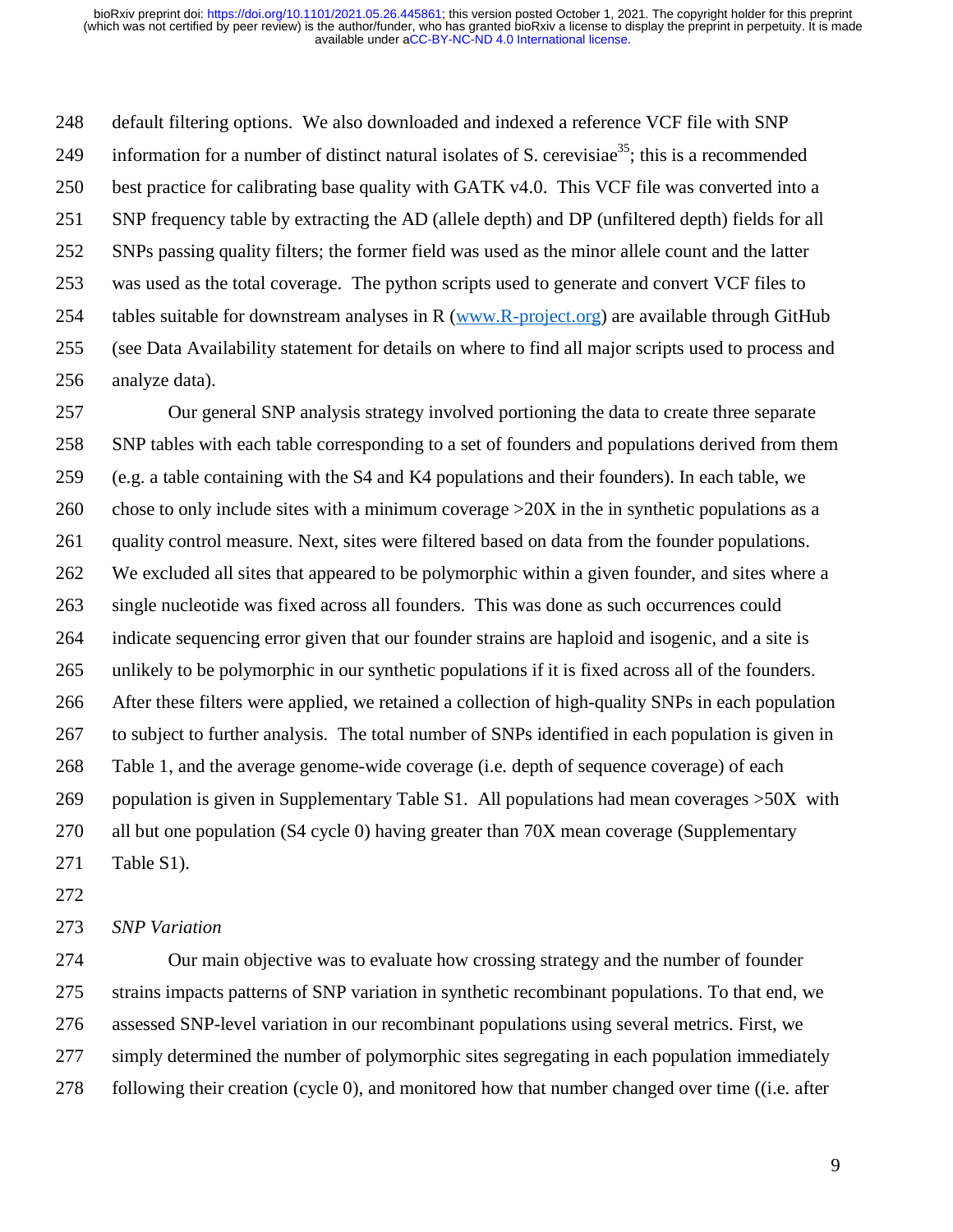default filtering options. We also downloaded and indexed a reference VCF file with SNP information for a number of distinct natural isolates of S. cerevisiae[35]; this is a recommended best practice for calibrating base quality with GATK v4.0. This VCF file was converted into a SNP frequency table by extracting the AD (allele depth) and DP (unfiltered depth) fields for all SNPs passing quality filters; the former field was used as the minor allele count and the latter was used as the total coverage. The python scripts used to generate and convert VCF files to tables suitable for downstream analyses in R (www.R-project.org) are available through GitHub (see Data Availability statement for details on where to find all major scripts used to process and analyze data).

Our general SNP analysis strategy involved portioning the data to create three separate SNP tables with each table corresponding to a set of founders and populations derived from them (e.g. a table containing with the S4 and K4 populations and their founders). In each table, we chose to only include sites with a minimum coverage >20X in the in synthetic populations as a quality control measure. Next, sites were filtered based on data from the founder populations. We excluded all sites that appeared to be polymorphic within a given founder, and sites where a single nucleotide was fixed across all founders. This was done as such occurrences could indicate sequencing error given that our founder strains are haploid and isogenic, and a site is unlikely to be polymorphic in our synthetic populations if it is fixed across all of the founders. After these filters were applied, we retained a collection of high-quality SNPs in each population to subject to further analysis. The total number of SNPs identified in each population is given in Table 1, and the average genome-wide coverage (i.e. depth of sequence coverage) of each population is given in Supplementary Table S1. All populations had mean coverages >50X with all but one population (S4 cycle 0) having greater than 70X mean coverage (Supplementary Table S1).

*SNP Variation*

Our main objective was to evaluate how crossing strategy and the number of founder strains impacts patterns of SNP variation in synthetic recombinant populations. To that end, we assessed SNP-level variation in our recombinant populations using several metrics. First, we simply determined the number of polymorphic sites segregating in each population immediately following their creation (cycle 0), and monitored how that number changed over time ((i.e. after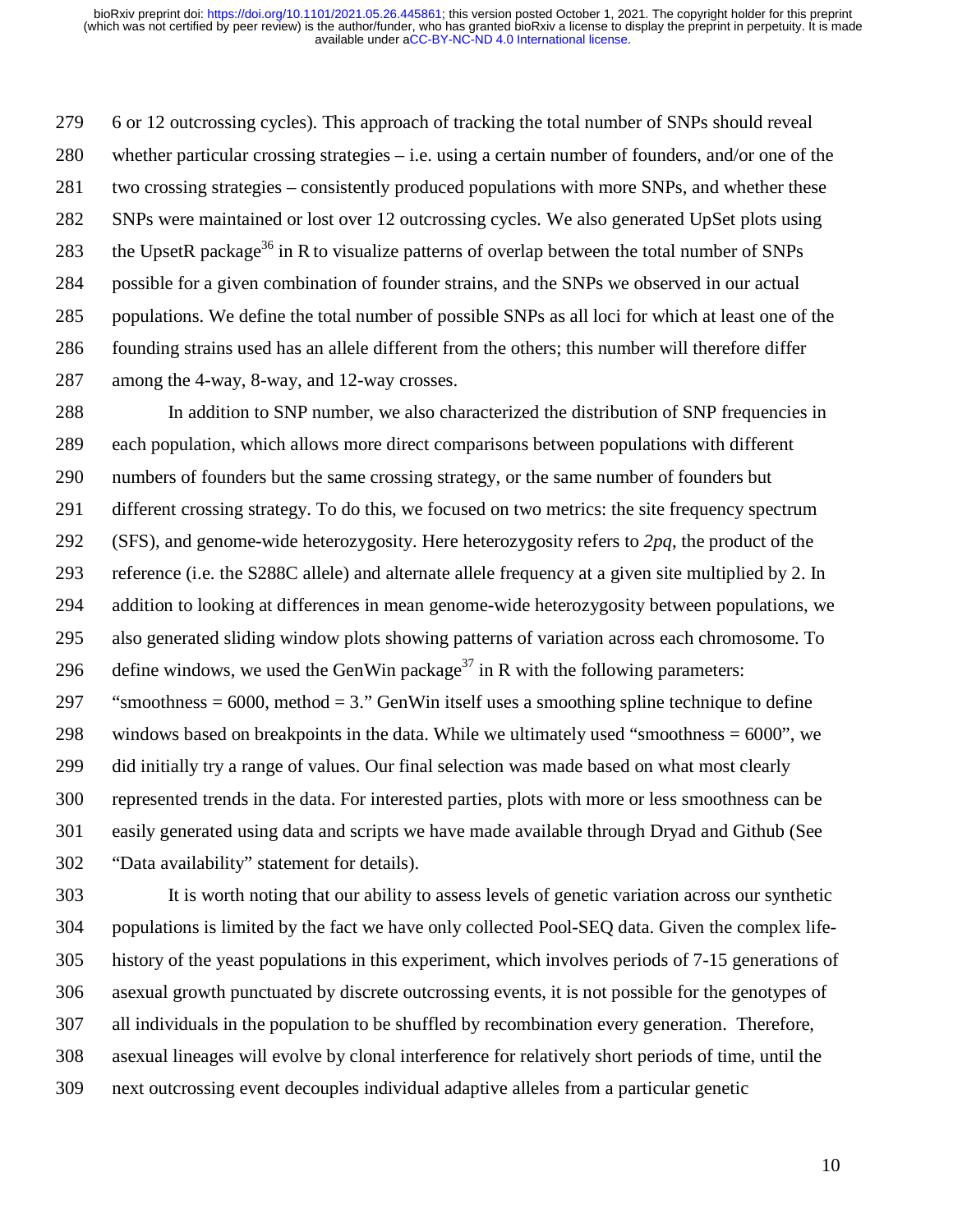6 or 12 outcrossing cycles). This approach of tracking the total number of SNPs should reveal whether particular crossing strategies – i.e. using a certain number of founders, and/or one of the two crossing strategies – consistently produced populations with more SNPs, and whether these SNPs were maintained or lost over 12 outcrossing cycles. We also generated UpSet plots using the UpsetR package[36] in R to visualize patterns of overlap between the total number of SNPs possible for a given combination of founder strains, and the SNPs we observed in our actual populations. We define the total number of possible SNPs as all loci for which at least one of the founding strains used has an allele different from the others; this number will therefore differ among the 4-way, 8-way, and 12-way crosses.

In addition to SNP number, we also characterized the distribution of SNP frequencies in each population, which allows more direct comparisons between populations with different numbers of founders but the same crossing strategy, or the same number of founders but different crossing strategy. To do this, we focused on two metrics: the site frequency spectrum (SFS), and genome-wide heterozygosity. Here heterozygosity refers to $2pq$, the product of the reference (i.e. the S288C allele) and alternate allele frequency at a given site multiplied by 2. In addition to looking at differences in mean genome-wide heterozygosity between populations, we also generated sliding window plots showing patterns of variation across each chromosome. To define windows, we used the GenWin package[37] in R with the following parameters: "smoothness = 6000, method = 3." GenWin itself uses a smoothing spline technique to define windows based on breakpoints in the data. While we ultimately used "smoothness = 6000", we did initially try a range of values. Our final selection was made based on what most clearly represented trends in the data. For interested parties, plots with more or less smoothness can be easily generated using data and scripts we have made available through Dryad and Github (See "Data availability" statement for details).

It is worth noting that our ability to assess levels of genetic variation across our synthetic populations is limited by the fact we have only collected Pool-SEQ data. Given the complex life-history of the yeast populations in this experiment, which involves periods of 7-15 generations of asexual growth punctuated by discrete outcrossing events, it is not possible for the genotypes of all individuals in the population to be shuffled by recombination every generation. Therefore, asexual lineages will evolve by clonal interference for relatively short periods of time, until the next outcrossing event decouples individual adaptive alleles from a particular genetic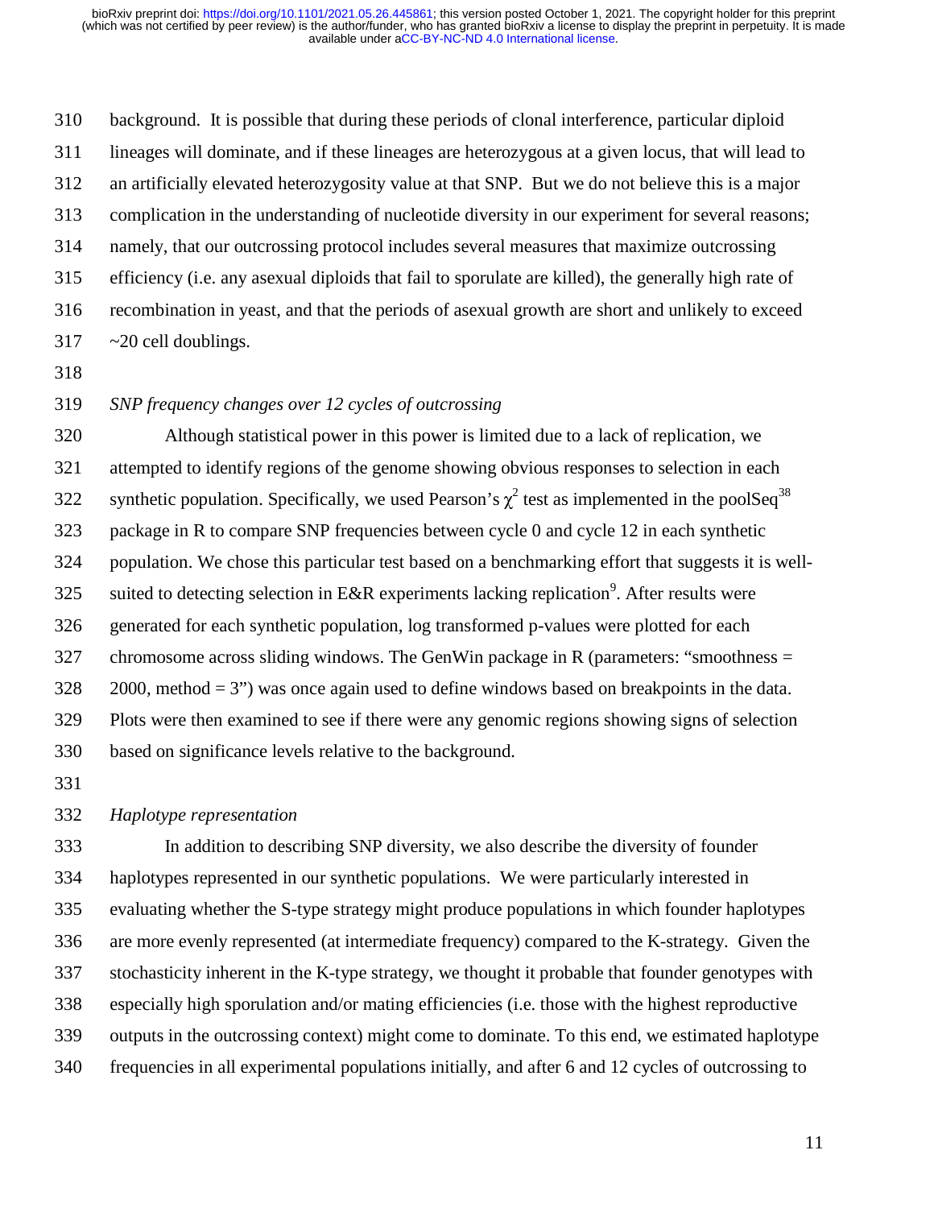background. It is possible that during these periods of clonal interference, particular diploid lineages will dominate, and if these lineages are heterozygous at a given locus, that will lead to an artificially elevated heterozygosity value at that SNP. But we do not believe this is a major complication in the understanding of nucleotide diversity in our experiment for several reasons; namely, that our outcrossing protocol includes several measures that maximize outcrossing efficiency (i.e. any asexual diploids that fail to sporulate are killed), the generally high rate of recombination in yeast, and that the periods of asexual growth are short and unlikely to exceed ~20 cell doublings.

*SNP frequency changes over 12 cycles of outcrossing*

Although statistical power in this power is limited due to a lack of replication, we attempted to identify regions of the genome showing obvious responses to selection in each synthetic population. Specifically, we used Pearson's $\chi^2$ test as implemented in the poolSeq[38] package in R to compare SNP frequencies between cycle 0 and cycle 12 in each synthetic population. We chose this particular test based on a benchmarking effort that suggests it is well-suited to detecting selection in E&R experiments lacking replication[9]. After results were generated for each synthetic population, log transformed p-values were plotted for each chromosome across sliding windows. The GenWin package in R (parameters: "smoothness = 2000, method = 3") was once again used to define windows based on breakpoints in the data. Plots were then examined to see if there were any genomic regions showing signs of selection based on significance levels relative to the background.

*Haplotype representation*

In addition to describing SNP diversity, we also describe the diversity of founder haplotypes represented in our synthetic populations. We were particularly interested in evaluating whether the S-type strategy might produce populations in which founder haplotypes are more evenly represented (at intermediate frequency) compared to the K-strategy. Given the stochasticity inherent in the K-type strategy, we thought it probable that founder genotypes with especially high sporulation and/or mating efficiencies (i.e. those with the highest reproductive outputs in the outcrossing context) might come to dominate. To this end, we estimated haplotype frequencies in all experimental populations initially, and after 6 and 12 cycles of outcrossing to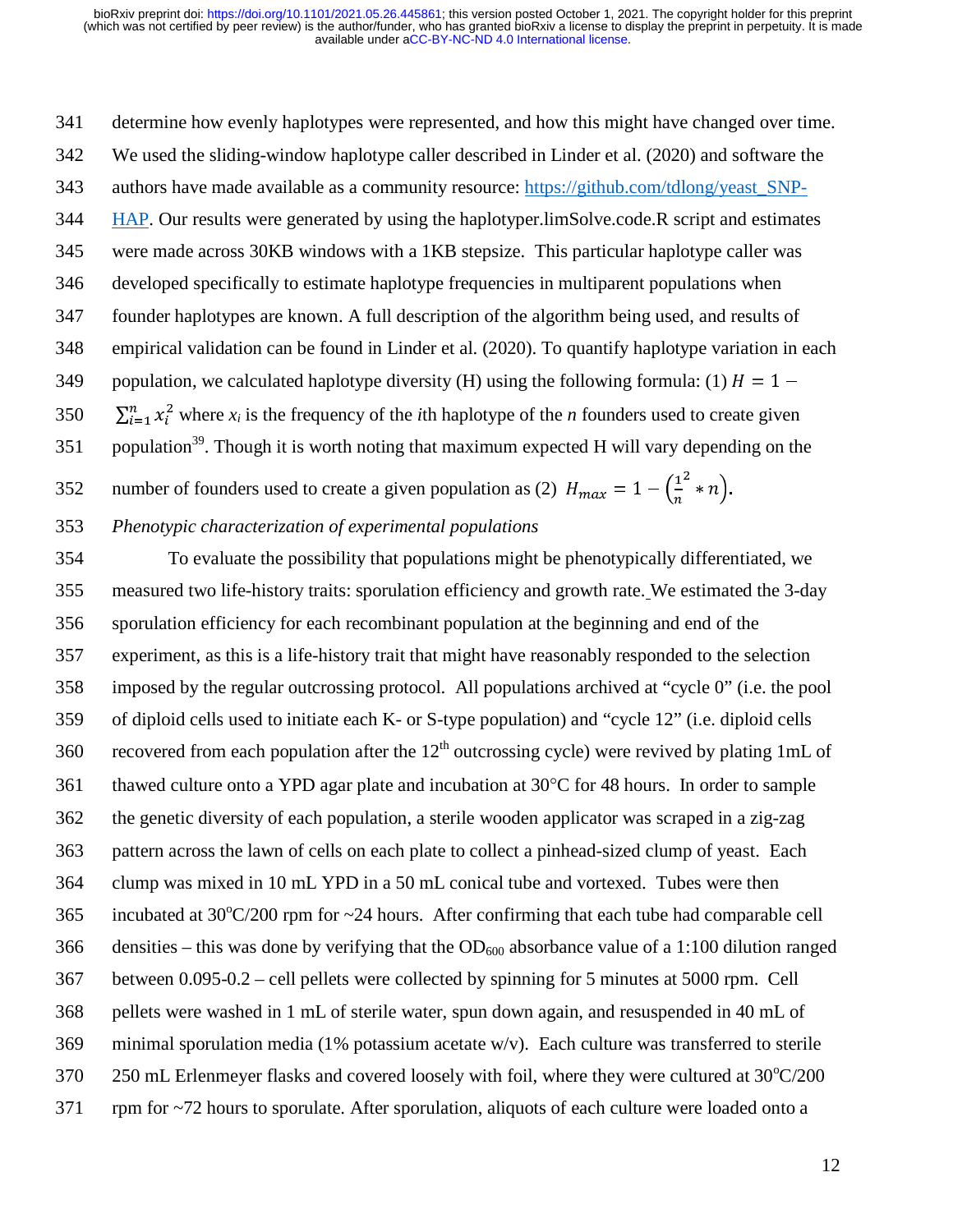determine how evenly haplotypes were represented, and how this might have changed over time. We used the sliding-window haplotype caller described in Linder et al. (2020) and software the authors have made available as a community resource: https://github.com/tdlong/yeast_SNP-HAP. Our results were generated by using the haplotyper.limSolve.code.R script and estimates were made across 30KB windows with a 1KB stepsize. This particular haplotype caller was developed specifically to estimate haplotype frequencies in multiparent populations when founder haplotypes are known. A full description of the algorithm being used, and results of empirical validation can be found in Linder et al. (2020). To quantify haplotype variation in each population, we calculated haplotype diversity (H) using the following formula: (1) $H = 1 - \sum_{i=1}^{n} x_i^2$ where $x_i$ is the frequency of the *i*th haplotype of the *n* founders used to create given population[39]. Though it is worth noting that maximum expected H will vary depending on the number of founders used to create a given population as (2) $H_{max} = 1 - \left(\frac{1}{n}^2 * n\right)$.

*Phenotypic characterization of experimental populations*

To evaluate the possibility that populations might be phenotypically differentiated, we measured two life-history traits: sporulation efficiency and growth rate. We estimated the 3-day sporulation efficiency for each recombinant population at the beginning and end of the experiment, as this is a life-history trait that might have reasonably responded to the selection imposed by the regular outcrossing protocol. All populations archived at "cycle 0" (i.e. the pool of diploid cells used to initiate each K- or S-type population) and "cycle 12" (i.e. diploid cells recovered from each population after the 12th outcrossing cycle) were revived by plating 1mL of thawed culture onto a YPD agar plate and incubation at 30°C for 48 hours. In order to sample the genetic diversity of each population, a sterile wooden applicator was scraped in a zig-zag pattern across the lawn of cells on each plate to collect a pinhead-sized clump of yeast. Each clump was mixed in 10 mL YPD in a 50 mL conical tube and vortexed. Tubes were then incubated at 30°C/200 rpm for ~24 hours. After confirming that each tube had comparable cell densities – this was done by verifying that the $OD_{600}$ absorbance value of a 1:100 dilution ranged between 0.095-0.2 – cell pellets were collected by spinning for 5 minutes at 5000 rpm. Cell pellets were washed in 1 mL of sterile water, spun down again, and resuspended in 40 mL of minimal sporulation media (1% potassium acetate w/v). Each culture was transferred to sterile 250 mL Erlenmeyer flasks and covered loosely with foil, where they were cultured at 30°C/200 rpm for ~72 hours to sporulate. After sporulation, aliquots of each culture were loaded onto a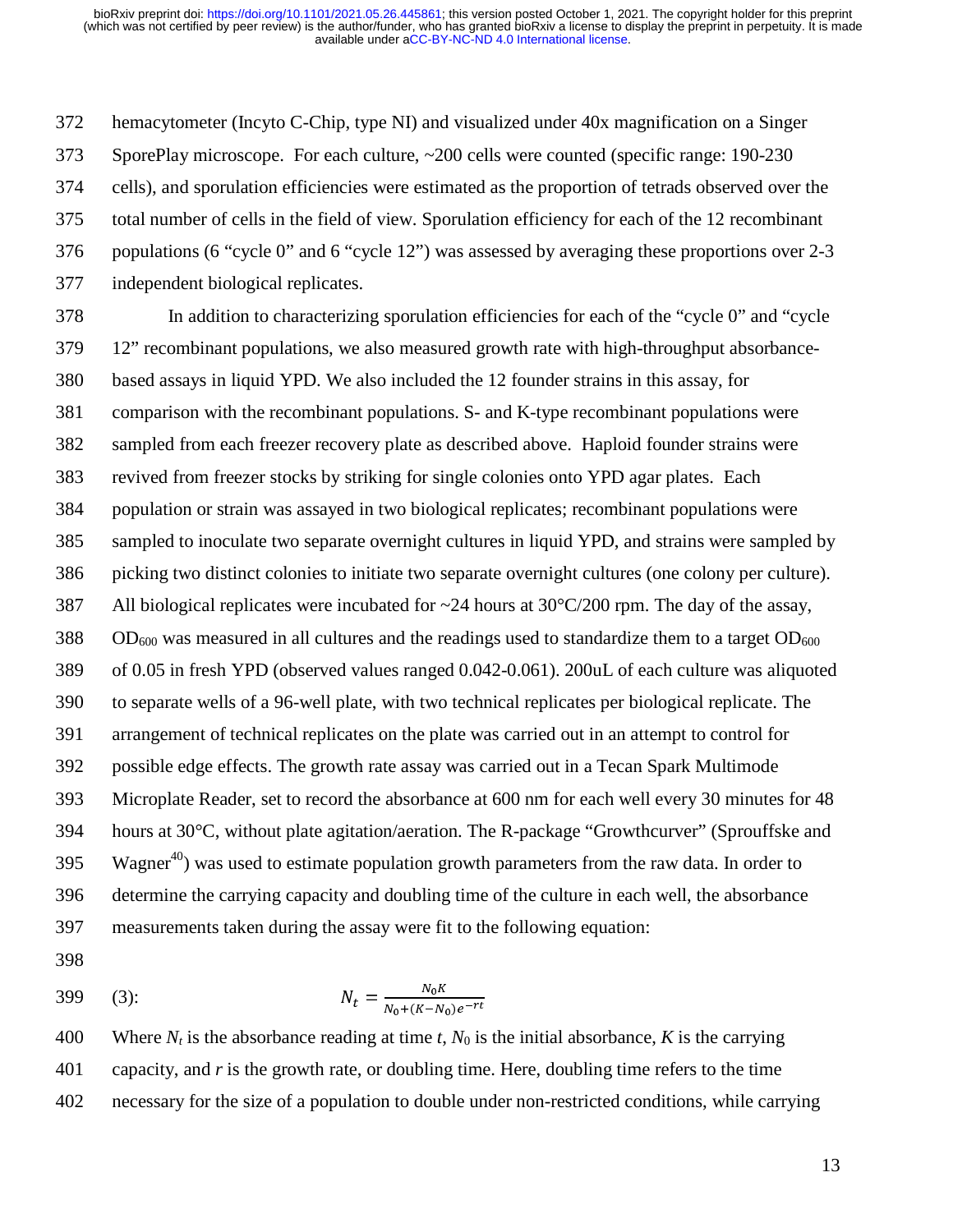hemacytometer (Incyto C-Chip, type NI) and visualized under 40x magnification on a Singer SporePlay microscope. For each culture, ~200 cells were counted (specific range: 190-230 cells), and sporulation efficiencies were estimated as the proportion of tetrads observed over the total number of cells in the field of view. Sporulation efficiency for each of the 12 recombinant populations (6 "cycle 0" and 6 "cycle 12") was assessed by averaging these proportions over 2-3 independent biological replicates.

In addition to characterizing sporulation efficiencies for each of the "cycle 0" and "cycle 12" recombinant populations, we also measured growth rate with high-throughput absorbance-based assays in liquid YPD. We also included the 12 founder strains in this assay, for comparison with the recombinant populations. S- and K-type recombinant populations were sampled from each freezer recovery plate as described above. Haploid founder strains were revived from freezer stocks by striking for single colonies onto YPD agar plates. Each population or strain was assayed in two biological replicates; recombinant populations were sampled to inoculate two separate overnight cultures in liquid YPD, and strains were sampled by picking two distinct colonies to initiate two separate overnight cultures (one colony per culture). All biological replicates were incubated for ~24 hours at 30°C/200 rpm. The day of the assay, $OD_{600}$ was measured in all cultures and the readings used to standardize them to a target $OD_{600}$ of 0.05 in fresh YPD (observed values ranged 0.042-0.061). 200uL of each culture was aliquoted to separate wells of a 96-well plate, with two technical replicates per biological replicate. The arrangement of technical replicates on the plate was carried out in an attempt to control for possible edge effects. The growth rate assay was carried out in a Tecan Spark Multimode Microplate Reader, set to record the absorbance at 600 nm for each well every 30 minutes for 48 hours at 30°C, without plate agitation/aeration. The R-package "Growthcurver" (Sprouffske and Wagner[40]) was used to estimate population growth parameters from the raw data. In order to determine the carrying capacity and doubling time of the culture in each well, the absorbance measurements taken during the assay were fit to the following equation:

(3):
$$N_t = \frac{N_0 K}{N_0 + (K - N_0)e^{-rt}}$$

Where $N_t$ is the absorbance reading at time $t$, $N_0$ is the initial absorbance, $K$ is the carrying capacity, and $r$ is the growth rate, or doubling time. Here, doubling time refers to the time necessary for the size of a population to double under non-restricted conditions, while carrying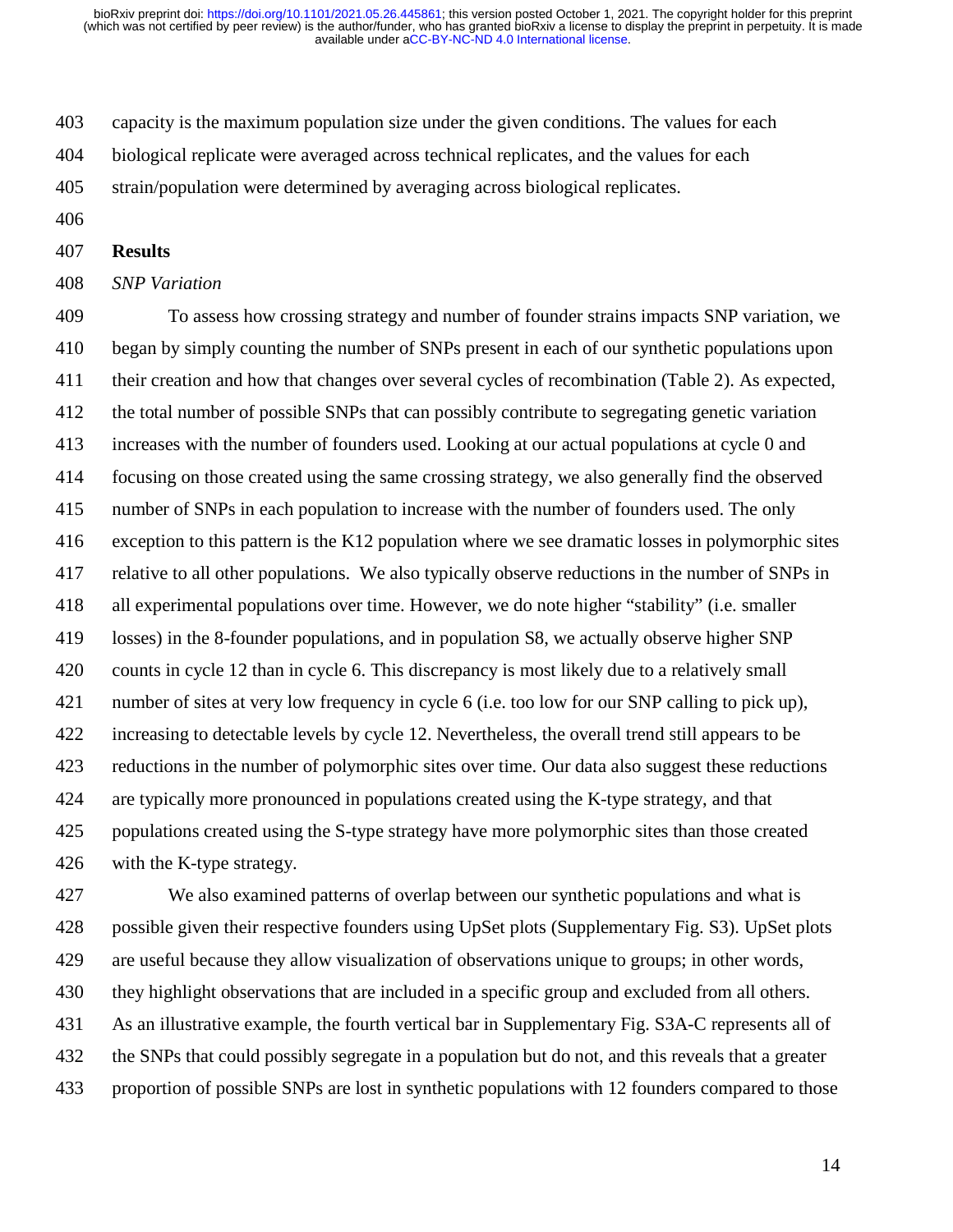capacity is the maximum population size under the given conditions. The values for each biological replicate were averaged across technical replicates, and the values for each strain/population were determined by averaging across biological replicates.

## Results

### *SNP Variation*

To assess how crossing strategy and number of founder strains impacts SNP variation, we began by simply counting the number of SNPs present in each of our synthetic populations upon their creation and how that changes over several cycles of recombination (Table 2). As expected, the total number of possible SNPs that can possibly contribute to segregating genetic variation increases with the number of founders used. Looking at our actual populations at cycle 0 and focusing on those created using the same crossing strategy, we also generally find the observed number of SNPs in each population to increase with the number of founders used. The only exception to this pattern is the K12 population where we see dramatic losses in polymorphic sites relative to all other populations. We also typically observe reductions in the number of SNPs in all experimental populations over time. However, we do note higher "stability" (i.e. smaller losses) in the 8-founder populations, and in population S8, we actually observe higher SNP counts in cycle 12 than in cycle 6. This discrepancy is most likely due to a relatively small number of sites at very low frequency in cycle 6 (i.e. too low for our SNP calling to pick up), increasing to detectable levels by cycle 12. Nevertheless, the overall trend still appears to be reductions in the number of polymorphic sites over time. Our data also suggest these reductions are typically more pronounced in populations created using the K-type strategy, and that populations created using the S-type strategy have more polymorphic sites than those created with the K-type strategy.

We also examined patterns of overlap between our synthetic populations and what is possible given their respective founders using UpSet plots (Supplementary Fig. S3). UpSet plots are useful because they allow visualization of observations unique to groups; in other words, they highlight observations that are included in a specific group and excluded from all others. As an illustrative example, the fourth vertical bar in Supplementary Fig. S3A-C represents all of the SNPs that could possibly segregate in a population but do not, and this reveals that a greater proportion of possible SNPs are lost in synthetic populations with 12 founders compared to those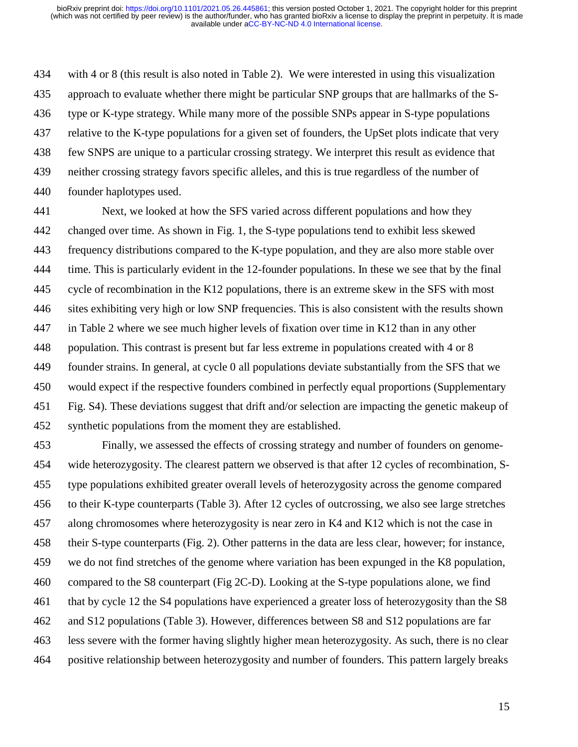with 4 or 8 (this result is also noted in Table 2). We were interested in using this visualization approach to evaluate whether there might be particular SNP groups that are hallmarks of the S-type or K-type strategy. While many more of the possible SNPs appear in S-type populations relative to the K-type populations for a given set of founders, the UpSet plots indicate that very few SNPS are unique to a particular crossing strategy. We interpret this result as evidence that neither crossing strategy favors specific alleles, and this is true regardless of the number of founder haplotypes used.

Next, we looked at how the SFS varied across different populations and how they changed over time. As shown in Fig. 1, the S-type populations tend to exhibit less skewed frequency distributions compared to the K-type population, and they are also more stable over time. This is particularly evident in the 12-founder populations. In these we see that by the final cycle of recombination in the K12 populations, there is an extreme skew in the SFS with most sites exhibiting very high or low SNP frequencies. This is also consistent with the results shown in Table 2 where we see much higher levels of fixation over time in K12 than in any other population. This contrast is present but far less extreme in populations created with 4 or 8 founder strains. In general, at cycle 0 all populations deviate substantially from the SFS that we would expect if the respective founders combined in perfectly equal proportions (Supplementary Fig. S4). These deviations suggest that drift and/or selection are impacting the genetic makeup of synthetic populations from the moment they are established.

Finally, we assessed the effects of crossing strategy and number of founders on genome-wide heterozygosity. The clearest pattern we observed is that after 12 cycles of recombination, S-type populations exhibited greater overall levels of heterozygosity across the genome compared to their K-type counterparts (Table 3). After 12 cycles of outcrossing, we also see large stretches along chromosomes where heterozygosity is near zero in K4 and K12 which is not the case in their S-type counterparts (Fig. 2). Other patterns in the data are less clear, however; for instance, we do not find stretches of the genome where variation has been expunged in the K8 population, compared to the S8 counterpart (Fig 2C-D). Looking at the S-type populations alone, we find that by cycle 12 the S4 populations have experienced a greater loss of heterozygosity than the S8 and S12 populations (Table 3). However, differences between S8 and S12 populations are far less severe with the former having slightly higher mean heterozygosity. As such, there is no clear positive relationship between heterozygosity and number of founders. This pattern largely breaks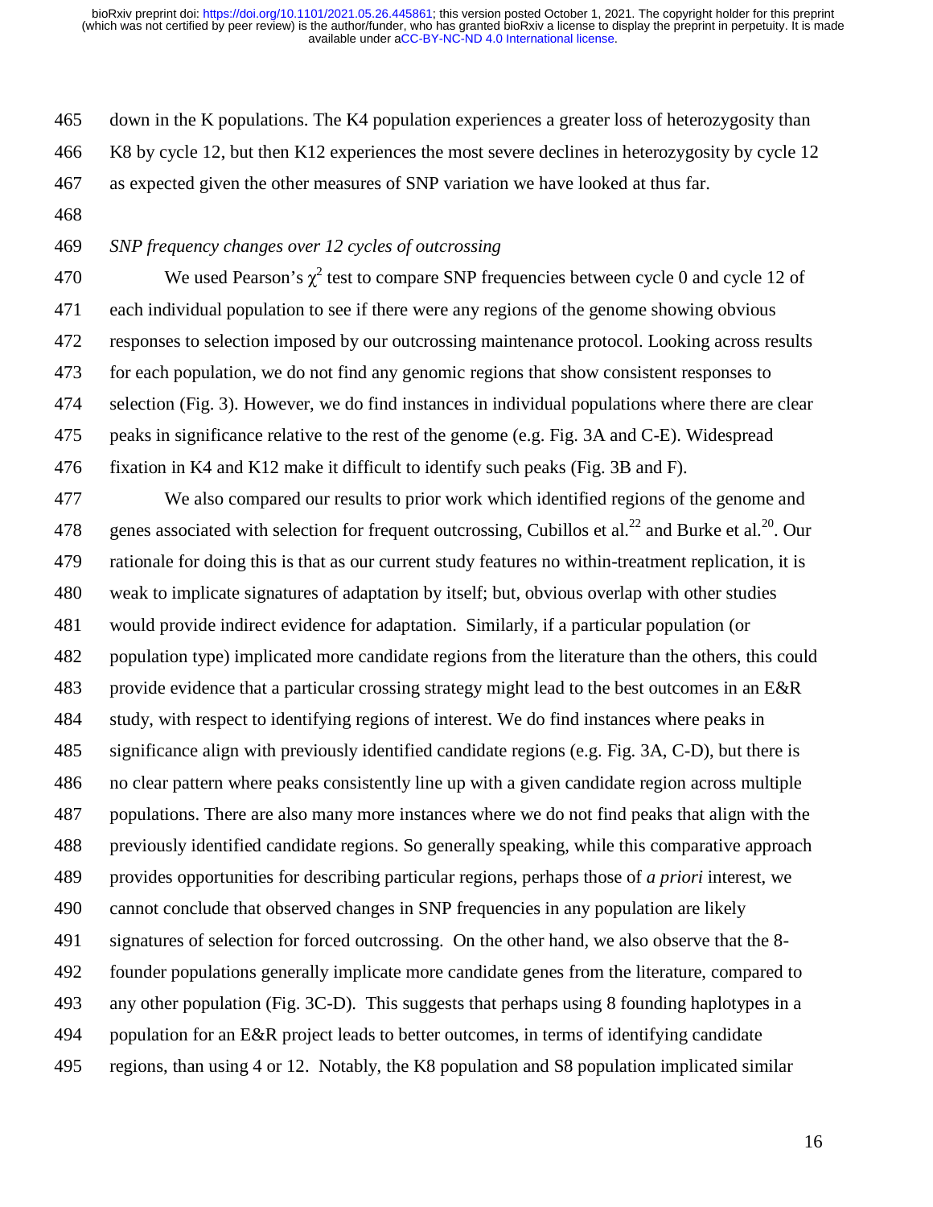down in the K populations. The K4 population experiences a greater loss of heterozygosity than K8 by cycle 12, but then K12 experiences the most severe declines in heterozygosity by cycle 12 as expected given the other measures of SNP variation we have looked at thus far.

*SNP frequency changes over 12 cycles of outcrossing*

We used Pearson's $\chi^2$ test to compare SNP frequencies between cycle 0 and cycle 12 of each individual population to see if there were any regions of the genome showing obvious responses to selection imposed by our outcrossing maintenance protocol. Looking across results for each population, we do not find any genomic regions that show consistent responses to selection (Fig. 3). However, we do find instances in individual populations where there are clear peaks in significance relative to the rest of the genome (e.g. Fig. 3A and C-E). Widespread fixation in K4 and K12 make it difficult to identify such peaks (Fig. 3B and F).

We also compared our results to prior work which identified regions of the genome and genes associated with selection for frequent outcrossing, Cubillos et al.[22] and Burke et al.[20]. Our rationale for doing this is that as our current study features no within-treatment replication, it is weak to implicate signatures of adaptation by itself; but, obvious overlap with other studies would provide indirect evidence for adaptation. Similarly, if a particular population (or population type) implicated more candidate regions from the literature than the others, this could provide evidence that a particular crossing strategy might lead to the best outcomes in an E&R study, with respect to identifying regions of interest. We do find instances where peaks in significance align with previously identified candidate regions (e.g. Fig. 3A, C-D), but there is no clear pattern where peaks consistently line up with a given candidate region across multiple populations. There are also many more instances where we do not find peaks that align with the previously identified candidate regions. So generally speaking, while this comparative approach provides opportunities for describing particular regions, perhaps those of *a priori* interest, we cannot conclude that observed changes in SNP frequencies in any population are likely signatures of selection for forced outcrossing. On the other hand, we also observe that the 8-founder populations generally implicate more candidate genes from the literature, compared to any other population (Fig. 3C-D). This suggests that perhaps using 8 founding haplotypes in a population for an E&R project leads to better outcomes, in terms of identifying candidate regions, than using 4 or 12. Notably, the K8 population and S8 population implicated similar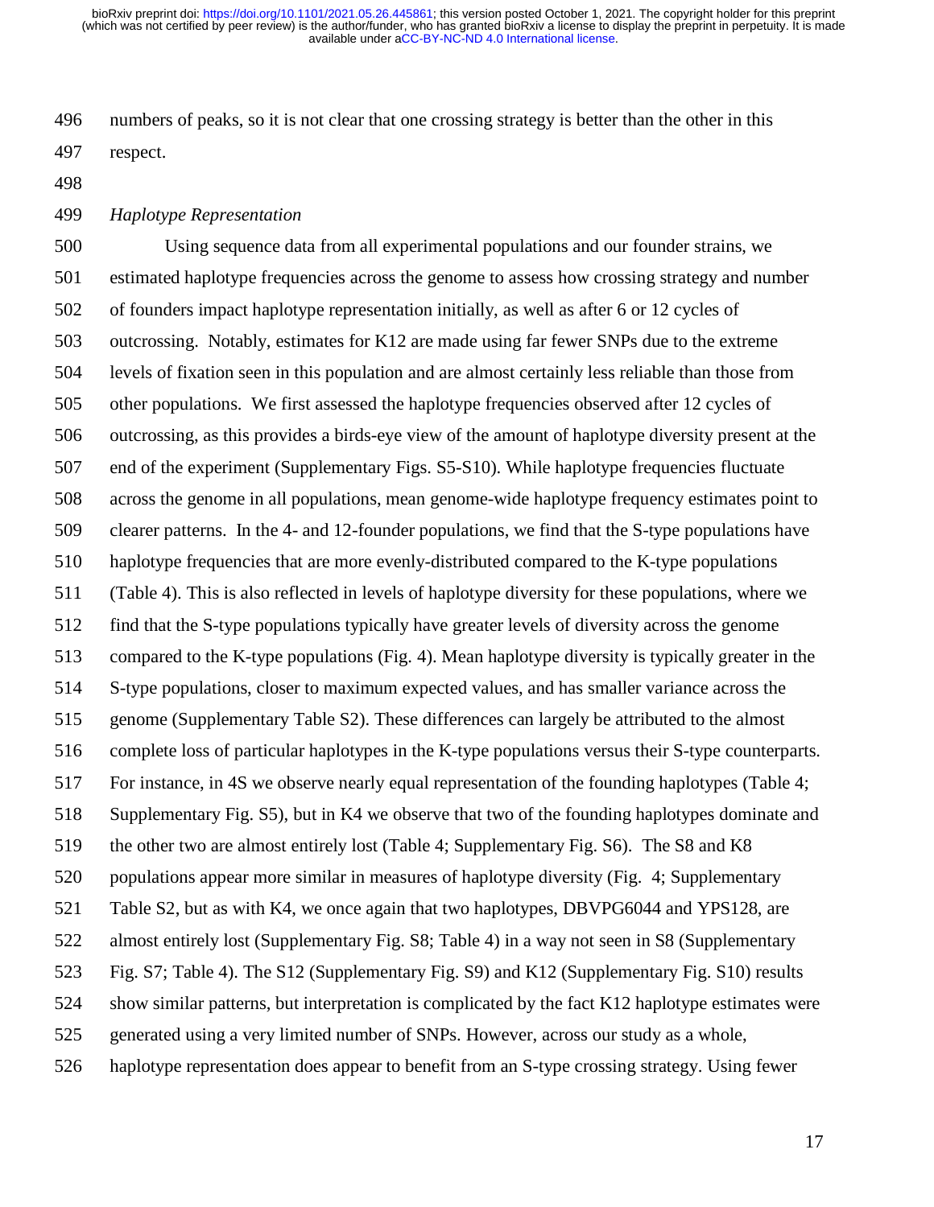numbers of peaks, so it is not clear that one crossing strategy is better than the other in this respect.

*Haplotype Representation*

Using sequence data from all experimental populations and our founder strains, we estimated haplotype frequencies across the genome to assess how crossing strategy and number of founders impact haplotype representation initially, as well as after 6 or 12 cycles of outcrossing. Notably, estimates for K12 are made using far fewer SNPs due to the extreme levels of fixation seen in this population and are almost certainly less reliable than those from other populations. We first assessed the haplotype frequencies observed after 12 cycles of outcrossing, as this provides a birds-eye view of the amount of haplotype diversity present at the end of the experiment (Supplementary Figs. S5-S10). While haplotype frequencies fluctuate across the genome in all populations, mean genome-wide haplotype frequency estimates point to clearer patterns. In the 4- and 12-founder populations, we find that the S-type populations have haplotype frequencies that are more evenly-distributed compared to the K-type populations (Table 4). This is also reflected in levels of haplotype diversity for these populations, where we find that the S-type populations typically have greater levels of diversity across the genome compared to the K-type populations (Fig. 4). Mean haplotype diversity is typically greater in the S-type populations, closer to maximum expected values, and has smaller variance across the genome (Supplementary Table S2). These differences can largely be attributed to the almost complete loss of particular haplotypes in the K-type populations versus their S-type counterparts. For instance, in 4S we observe nearly equal representation of the founding haplotypes (Table 4; Supplementary Fig. S5), but in K4 we observe that two of the founding haplotypes dominate and the other two are almost entirely lost (Table 4; Supplementary Fig. S6). The S8 and K8 populations appear more similar in measures of haplotype diversity (Fig. 4; Supplementary Table S2, but as with K4, we once again that two haplotypes, DBVPG6044 and YPS128, are almost entirely lost (Supplementary Fig. S8; Table 4) in a way not seen in S8 (Supplementary Fig. S7; Table 4). The S12 (Supplementary Fig. S9) and K12 (Supplementary Fig. S10) results show similar patterns, but interpretation is complicated by the fact K12 haplotype estimates were generated using a very limited number of SNPs. However, across our study as a whole, haplotype representation does appear to benefit from an S-type crossing strategy. Using fewer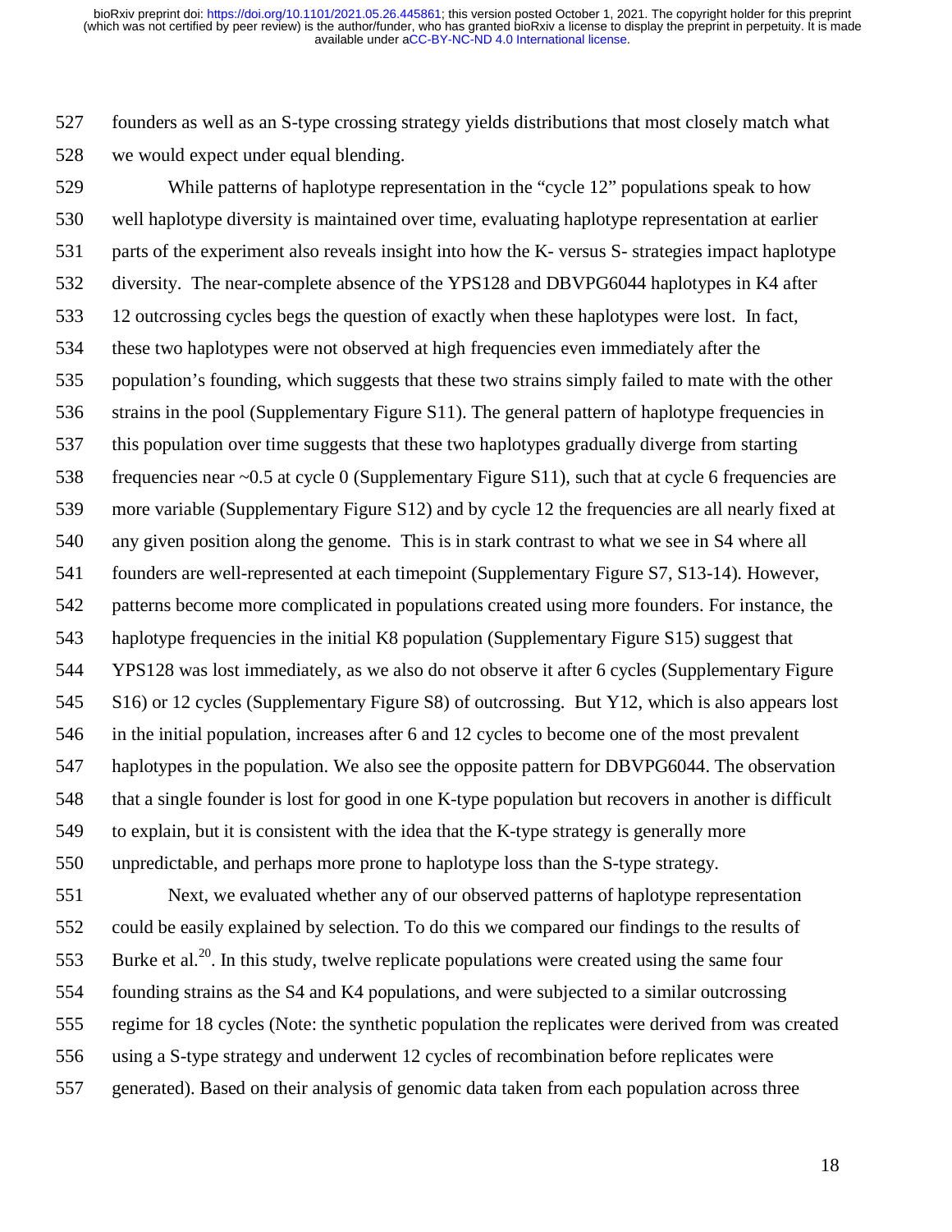founders as well as an S-type crossing strategy yields distributions that most closely match what we would expect under equal blending.

While patterns of haplotype representation in the "cycle 12" populations speak to how well haplotype diversity is maintained over time, evaluating haplotype representation at earlier parts of the experiment also reveals insight into how the K- versus S- strategies impact haplotype diversity. The near-complete absence of the YPS128 and DBVPG6044 haplotypes in K4 after 12 outcrossing cycles begs the question of exactly when these haplotypes were lost. In fact, these two haplotypes were not observed at high frequencies even immediately after the population's founding, which suggests that these two strains simply failed to mate with the other strains in the pool (Supplementary Figure S11). The general pattern of haplotype frequencies in this population over time suggests that these two haplotypes gradually diverge from starting frequencies near ~0.5 at cycle 0 (Supplementary Figure S11), such that at cycle 6 frequencies are more variable (Supplementary Figure S12) and by cycle 12 the frequencies are all nearly fixed at any given position along the genome. This is in stark contrast to what we see in S4 where all founders are well-represented at each timepoint (Supplementary Figure S7, S13-14). However, patterns become more complicated in populations created using more founders. For instance, the haplotype frequencies in the initial K8 population (Supplementary Figure S15) suggest that YPS128 was lost immediately, as we also do not observe it after 6 cycles (Supplementary Figure S16) or 12 cycles (Supplementary Figure S8) of outcrossing. But Y12, which is also appears lost in the initial population, increases after 6 and 12 cycles to become one of the most prevalent haplotypes in the population. We also see the opposite pattern for DBVPG6044. The observation that a single founder is lost for good in one K-type population but recovers in another is difficult to explain, but it is consistent with the idea that the K-type strategy is generally more unpredictable, and perhaps more prone to haplotype loss than the S-type strategy.

Next, we evaluated whether any of our observed patterns of haplotype representation could be easily explained by selection. To do this we compared our findings to the results of Burke et al.[20]. In this study, twelve replicate populations were created using the same four founding strains as the S4 and K4 populations, and were subjected to a similar outcrossing regime for 18 cycles (Note: the synthetic population the replicates were derived from was created using a S-type strategy and underwent 12 cycles of recombination before replicates were generated). Based on their analysis of genomic data taken from each population across three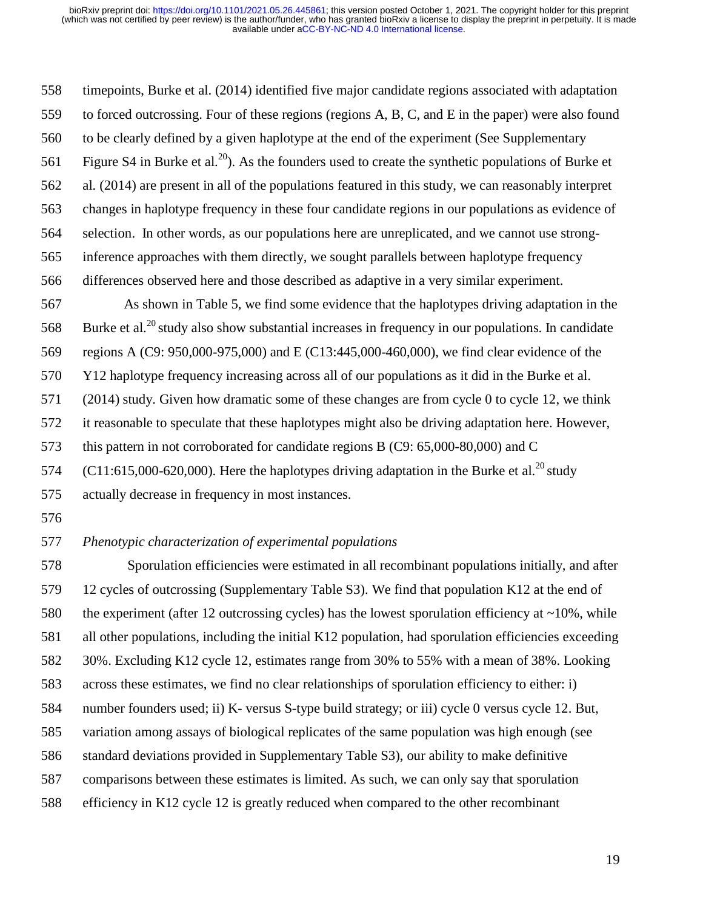timepoints, Burke et al. (2014) identified five major candidate regions associated with adaptation to forced outcrossing. Four of these regions (regions A, B, C, and E in the paper) were also found to be clearly defined by a given haplotype at the end of the experiment (See Supplementary Figure S4 in Burke et al.[20]). As the founders used to create the synthetic populations of Burke et al. (2014) are present in all of the populations featured in this study, we can reasonably interpret changes in haplotype frequency in these four candidate regions in our populations as evidence of selection. In other words, as our populations here are unreplicated, and we cannot use strong-inference approaches with them directly, we sought parallels between haplotype frequency differences observed here and those described as adaptive in a very similar experiment.

As shown in Table 5, we find some evidence that the haplotypes driving adaptation in the Burke et al.[20] study also show substantial increases in frequency in our populations. In candidate regions A (C9: 950,000-975,000) and E (C13:445,000-460,000), we find clear evidence of the Y12 haplotype frequency increasing across all of our populations as it did in the Burke et al. (2014) study. Given how dramatic some of these changes are from cycle 0 to cycle 12, we think it reasonable to speculate that these haplotypes might also be driving adaptation here. However, this pattern in not corroborated for candidate regions B (C9: 65,000-80,000) and C (C11:615,000-620,000). Here the haplotypes driving adaptation in the Burke et al.[20] study actually decrease in frequency in most instances.

*Phenotypic characterization of experimental populations*

Sporulation efficiencies were estimated in all recombinant populations initially, and after 12 cycles of outcrossing (Supplementary Table S3). We find that population K12 at the end of the experiment (after 12 outcrossing cycles) has the lowest sporulation efficiency at ~10%, while all other populations, including the initial K12 population, had sporulation efficiencies exceeding 30%. Excluding K12 cycle 12, estimates range from 30% to 55% with a mean of 38%. Looking across these estimates, we find no clear relationships of sporulation efficiency to either: i) number founders used; ii) K- versus S-type build strategy; or iii) cycle 0 versus cycle 12. But, variation among assays of biological replicates of the same population was high enough (see standard deviations provided in Supplementary Table S3), our ability to make definitive comparisons between these estimates is limited. As such, we can only say that sporulation efficiency in K12 cycle 12 is greatly reduced when compared to the other recombinant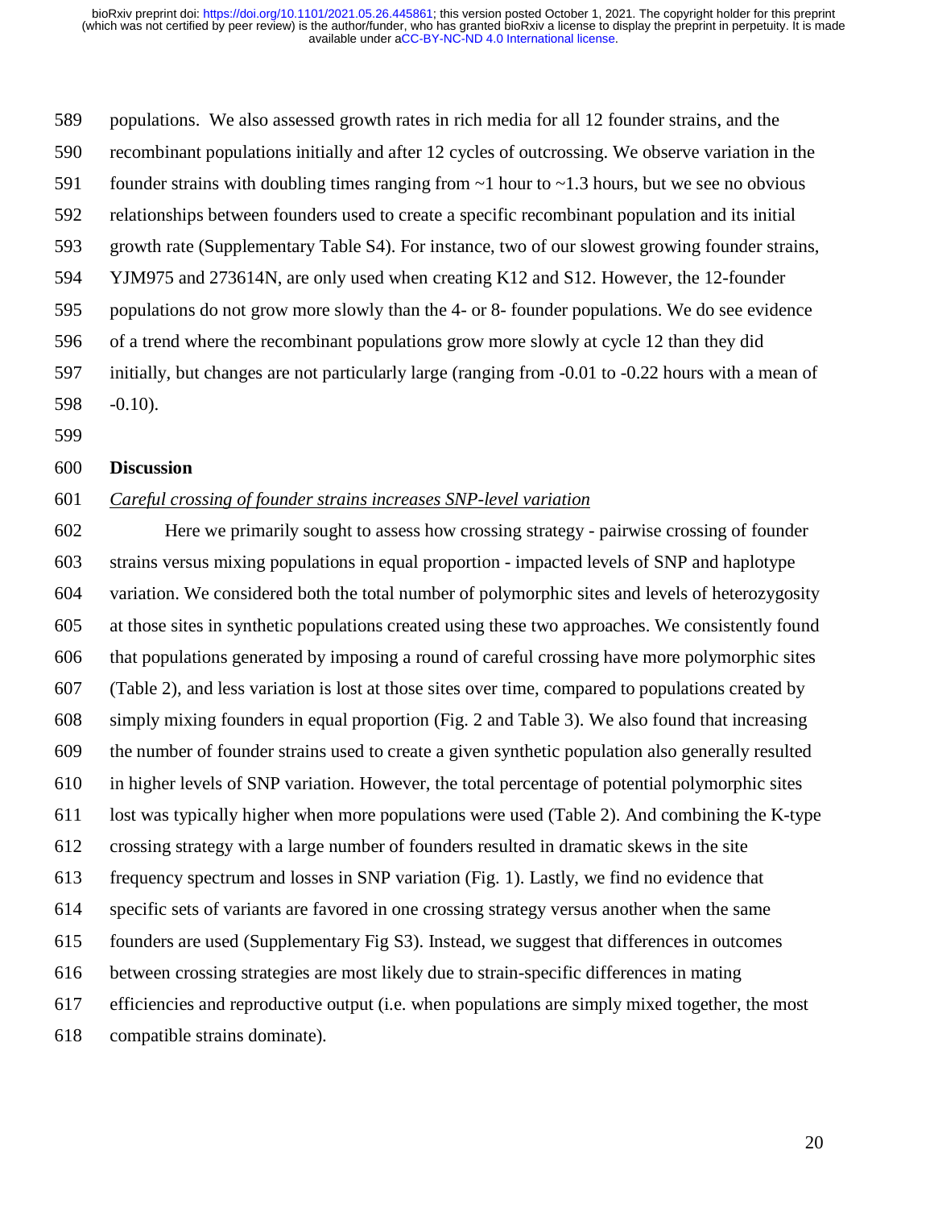populations. We also assessed growth rates in rich media for all 12 founder strains, and the recombinant populations initially and after 12 cycles of outcrossing. We observe variation in the founder strains with doubling times ranging from ~1 hour to ~1.3 hours, but we see no obvious relationships between founders used to create a specific recombinant population and its initial growth rate (Supplementary Table S4). For instance, two of our slowest growing founder strains, YJM975 and 273614N, are only used when creating K12 and S12. However, the 12-founder populations do not grow more slowly than the 4- or 8- founder populations. We do see evidence of a trend where the recombinant populations grow more slowly at cycle 12 than they did initially, but changes are not particularly large (ranging from -0.01 to -0.22 hours with a mean of -0.10).

## Discussion

### *Careful crossing of founder strains increases SNP-level variation*

Here we primarily sought to assess how crossing strategy - pairwise crossing of founder strains versus mixing populations in equal proportion - impacted levels of SNP and haplotype variation. We considered both the total number of polymorphic sites and levels of heterozygosity at those sites in synthetic populations created using these two approaches. We consistently found that populations generated by imposing a round of careful crossing have more polymorphic sites (Table 2), and less variation is lost at those sites over time, compared to populations created by simply mixing founders in equal proportion (Fig. 2 and Table 3). We also found that increasing the number of founder strains used to create a given synthetic population also generally resulted in higher levels of SNP variation. However, the total percentage of potential polymorphic sites lost was typically higher when more populations were used (Table 2). And combining the K-type crossing strategy with a large number of founders resulted in dramatic skews in the site frequency spectrum and losses in SNP variation (Fig. 1). Lastly, we find no evidence that specific sets of variants are favored in one crossing strategy versus another when the same founders are used (Supplementary Fig S3). Instead, we suggest that differences in outcomes between crossing strategies are most likely due to strain-specific differences in mating efficiencies and reproductive output (i.e. when populations are simply mixed together, the most compatible strains dominate).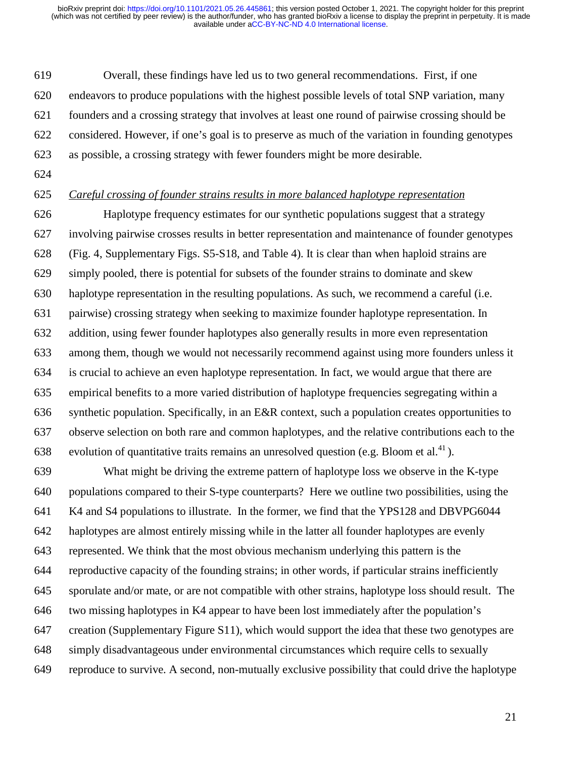Overall, these findings have led us to two general recommendations. First, if one endeavors to produce populations with the highest possible levels of total SNP variation, many founders and a crossing strategy that involves at least one round of pairwise crossing should be considered. However, if one's goal is to preserve as much of the variation in founding genotypes as possible, a crossing strategy with fewer founders might be more desirable.

*Careful crossing of founder strains results in more balanced haplotype representation*

Haplotype frequency estimates for our synthetic populations suggest that a strategy involving pairwise crosses results in better representation and maintenance of founder genotypes (Fig. 4, Supplementary Figs. S5-S18, and Table 4). It is clear than when haploid strains are simply pooled, there is potential for subsets of the founder strains to dominate and skew haplotype representation in the resulting populations. As such, we recommend a careful (i.e. pairwise) crossing strategy when seeking to maximize founder haplotype representation. In addition, using fewer founder haplotypes also generally results in more even representation among them, though we would not necessarily recommend against using more founders unless it is crucial to achieve an even haplotype representation. In fact, we would argue that there are empirical benefits to a more varied distribution of haplotype frequencies segregating within a synthetic population. Specifically, in an E&R context, such a population creates opportunities to observe selection on both rare and common haplotypes, and the relative contributions each to the evolution of quantitative traits remains an unresolved question (e.g. Bloom et al.[41]).

What might be driving the extreme pattern of haplotype loss we observe in the K-type populations compared to their S-type counterparts? Here we outline two possibilities, using the K4 and S4 populations to illustrate. In the former, we find that the YPS128 and DBVPG6044 haplotypes are almost entirely missing while in the latter all founder haplotypes are evenly represented. We think that the most obvious mechanism underlying this pattern is the reproductive capacity of the founding strains; in other words, if particular strains inefficiently sporulate and/or mate, or are not compatible with other strains, haplotype loss should result. The two missing haplotypes in K4 appear to have been lost immediately after the population's creation (Supplementary Figure S11), which would support the idea that these two genotypes are simply disadvantageous under environmental circumstances which require cells to sexually reproduce to survive. A second, non-mutually exclusive possibility that could drive the haplotype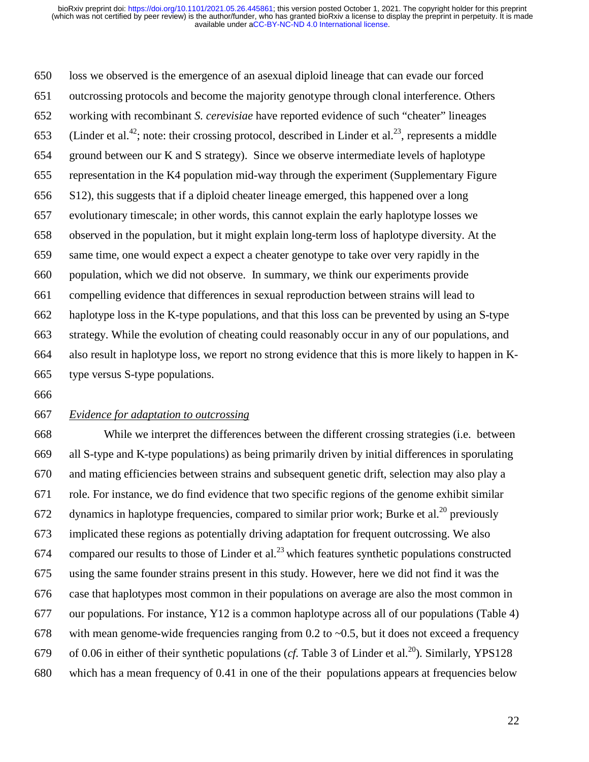loss we observed is the emergence of an asexual diploid lineage that can evade our forced outcrossing protocols and become the majority genotype through clonal interference. Others working with recombinant *S. cerevisiae* have reported evidence of such "cheater" lineages (Linder et al.[42]; note: their crossing protocol, described in Linder et al.[23], represents a middle ground between our K and S strategy). Since we observe intermediate levels of haplotype representation in the K4 population mid-way through the experiment (Supplementary Figure S12), this suggests that if a diploid cheater lineage emerged, this happened over a long evolutionary timescale; in other words, this cannot explain the early haplotype losses we observed in the population, but it might explain long-term loss of haplotype diversity. At the same time, one would expect a expect a cheater genotype to take over very rapidly in the population, which we did not observe. In summary, we think our experiments provide compelling evidence that differences in sexual reproduction between strains will lead to haplotype loss in the K-type populations, and that this loss can be prevented by using an S-type strategy. While the evolution of cheating could reasonably occur in any of our populations, and also result in haplotype loss, we report no strong evidence that this is more likely to happen in K-type versus S-type populations.

### *Evidence for adaptation to outcrossing*

While we interpret the differences between the different crossing strategies (i.e. between all S-type and K-type populations) as being primarily driven by initial differences in sporulating and mating efficiencies between strains and subsequent genetic drift, selection may also play a role. For instance, we do find evidence that two specific regions of the genome exhibit similar dynamics in haplotype frequencies, compared to similar prior work; Burke et al.[20] previously implicated these regions as potentially driving adaptation for frequent outcrossing. We also compared our results to those of Linder et al.[23] which features synthetic populations constructed using the same founder strains present in this study. However, here we did not find it was the case that haplotypes most common in their populations on average are also the most common in our populations. For instance, Y12 is a common haplotype across all of our populations (Table 4) with mean genome-wide frequencies ranging from 0.2 to ~0.5, but it does not exceed a frequency of 0.06 in either of their synthetic populations (*cf.* Table 3 of Linder et al.[20]). Similarly, YPS128 which has a mean frequency of 0.41 in one of the their populations appears at frequencies below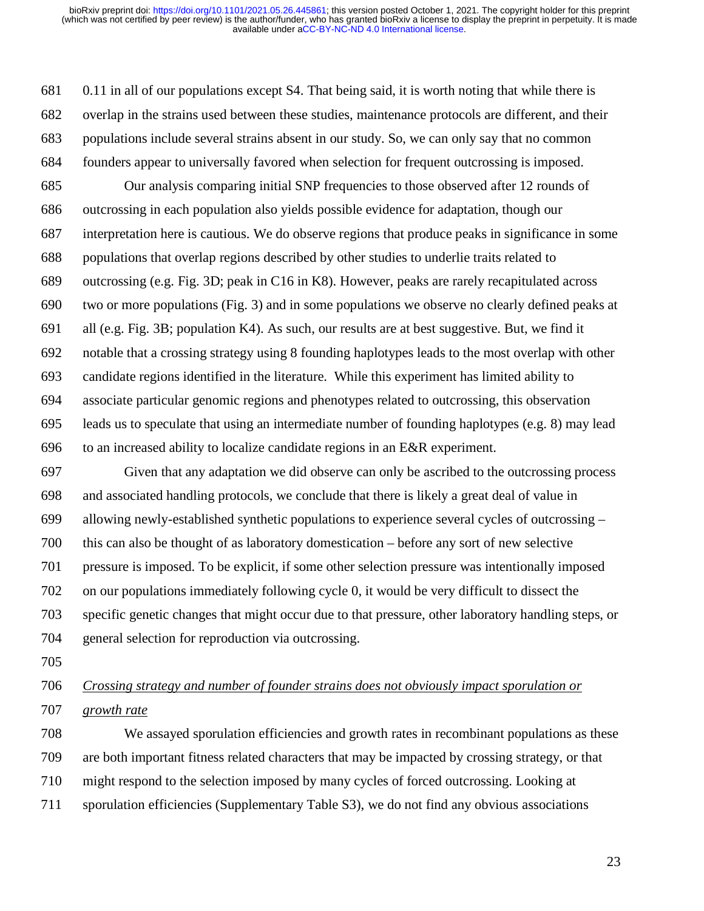0.11 in all of our populations except S4. That being said, it is worth noting that while there is overlap in the strains used between these studies, maintenance protocols are different, and their populations include several strains absent in our study. So, we can only say that no common founders appear to universally favored when selection for frequent outcrossing is imposed.

Our analysis comparing initial SNP frequencies to those observed after 12 rounds of outcrossing in each population also yields possible evidence for adaptation, though our interpretation here is cautious. We do observe regions that produce peaks in significance in some populations that overlap regions described by other studies to underlie traits related to outcrossing (e.g. Fig. 3D; peak in C16 in K8). However, peaks are rarely recapitulated across two or more populations (Fig. 3) and in some populations we observe no clearly defined peaks at all (e.g. Fig. 3B; population K4). As such, our results are at best suggestive. But, we find it notable that a crossing strategy using 8 founding haplotypes leads to the most overlap with other candidate regions identified in the literature. While this experiment has limited ability to associate particular genomic regions and phenotypes related to outcrossing, this observation leads us to speculate that using an intermediate number of founding haplotypes (e.g. 8) may lead to an increased ability to localize candidate regions in an E&R experiment.

Given that any adaptation we did observe can only be ascribed to the outcrossing process and associated handling protocols, we conclude that there is likely a great deal of value in allowing newly-established synthetic populations to experience several cycles of outcrossing – this can also be thought of as laboratory domestication – before any sort of new selective pressure is imposed. To be explicit, if some other selection pressure was intentionally imposed on our populations immediately following cycle 0, it would be very difficult to dissect the specific genetic changes that might occur due to that pressure, other laboratory handling steps, or general selection for reproduction via outcrossing.

*Crossing strategy and number of founder strains does not obviously impact sporulation or growth rate*

We assayed sporulation efficiencies and growth rates in recombinant populations as these are both important fitness related characters that may be impacted by crossing strategy, or that might respond to the selection imposed by many cycles of forced outcrossing. Looking at sporulation efficiencies (Supplementary Table S3), we do not find any obvious associations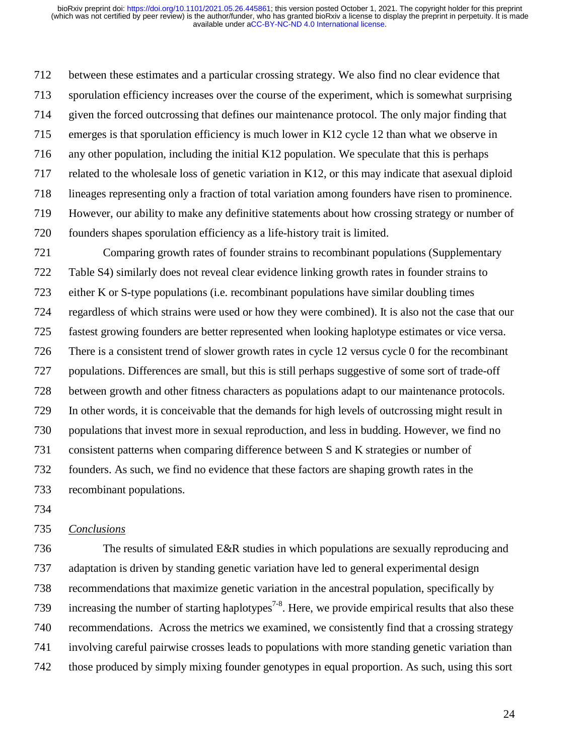between these estimates and a particular crossing strategy. We also find no clear evidence that sporulation efficiency increases over the course of the experiment, which is somewhat surprising given the forced outcrossing that defines our maintenance protocol. The only major finding that emerges is that sporulation efficiency is much lower in K12 cycle 12 than what we observe in any other population, including the initial K12 population. We speculate that this is perhaps related to the wholesale loss of genetic variation in K12, or this may indicate that asexual diploid lineages representing only a fraction of total variation among founders have risen to prominence. However, our ability to make any definitive statements about how crossing strategy or number of founders shapes sporulation efficiency as a life-history trait is limited.

Comparing growth rates of founder strains to recombinant populations (Supplementary Table S4) similarly does not reveal clear evidence linking growth rates in founder strains to either K or S-type populations (i.e. recombinant populations have similar doubling times regardless of which strains were used or how they were combined). It is also not the case that our fastest growing founders are better represented when looking haplotype estimates or vice versa. There is a consistent trend of slower growth rates in cycle 12 versus cycle 0 for the recombinant populations. Differences are small, but this is still perhaps suggestive of some sort of trade-off between growth and other fitness characters as populations adapt to our maintenance protocols. In other words, it is conceivable that the demands for high levels of outcrossing might result in populations that invest more in sexual reproduction, and less in budding. However, we find no consistent patterns when comparing difference between S and K strategies or number of founders. As such, we find no evidence that these factors are shaping growth rates in the recombinant populations.

### *Conclusions*

The results of simulated E&R studies in which populations are sexually reproducing and adaptation is driven by standing genetic variation have led to general experimental design recommendations that maximize genetic variation in the ancestral population, specifically by increasing the number of starting haplotypes[7-8]. Here, we provide empirical results that also these recommendations. Across the metrics we examined, we consistently find that a crossing strategy involving careful pairwise crosses leads to populations with more standing genetic variation than those produced by simply mixing founder genotypes in equal proportion. As such, using this sort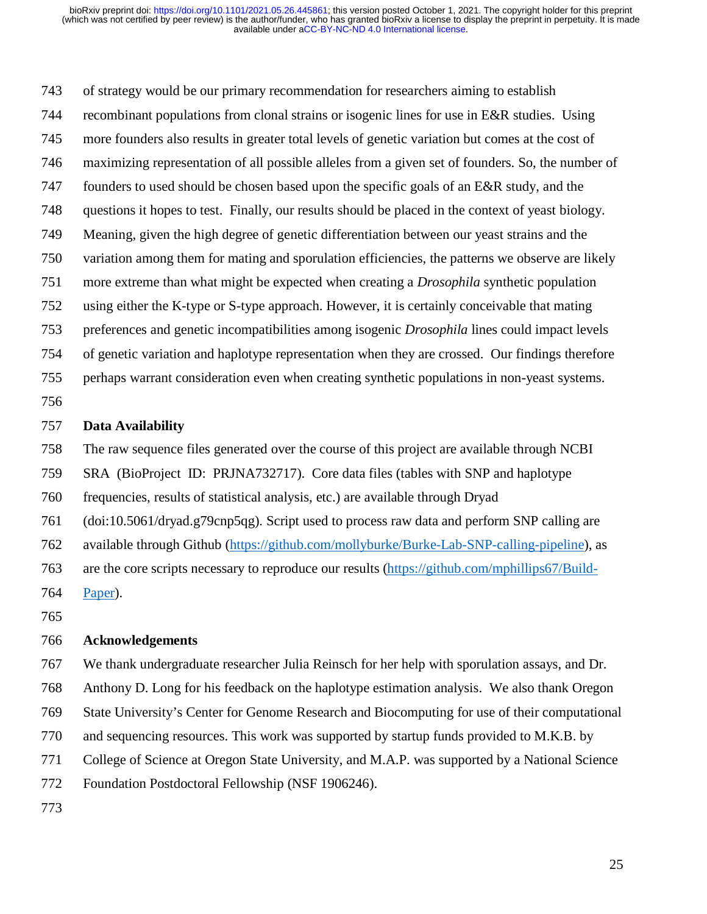of strategy would be our primary recommendation for researchers aiming to establish recombinant populations from clonal strains or isogenic lines for use in E&R studies. Using more founders also results in greater total levels of genetic variation but comes at the cost of maximizing representation of all possible alleles from a given set of founders. So, the number of founders to used should be chosen based upon the specific goals of an E&R study, and the questions it hopes to test. Finally, our results should be placed in the context of yeast biology. Meaning, given the high degree of genetic differentiation between our yeast strains and the variation among them for mating and sporulation efficiencies, the patterns we observe are likely more extreme than what might be expected when creating a *Drosophila* synthetic population using either the K-type or S-type approach. However, it is certainly conceivable that mating preferences and genetic incompatibilities among isogenic *Drosophila* lines could impact levels of genetic variation and haplotype representation when they are crossed. Our findings therefore perhaps warrant consideration even when creating synthetic populations in non-yeast systems.

## Data Availability

The raw sequence files generated over the course of this project are available through NCBI SRA (BioProject ID: PRJNA732717). Core data files (tables with SNP and haplotype frequencies, results of statistical analysis, etc.) are available through Dryad (doi:10.5061/dryad.g79cnp5qg). Script used to process raw data and perform SNP calling are available through Github (https://github.com/mollyburke/Burke-Lab-SNP-calling-pipeline), as are the core scripts necessary to reproduce our results (https://github.com/mphillips67/Build-Paper).

## Acknowledgements

We thank undergraduate researcher Julia Reinsch for her help with sporulation assays, and Dr. Anthony D. Long for his feedback on the haplotype estimation analysis. We also thank Oregon State University's Center for Genome Research and Biocomputing for use of their computational and sequencing resources. This work was supported by startup funds provided to M.K.B. by College of Science at Oregon State University, and M.A.P. was supported by a National Science Foundation Postdoctoral Fellowship (NSF 1906246).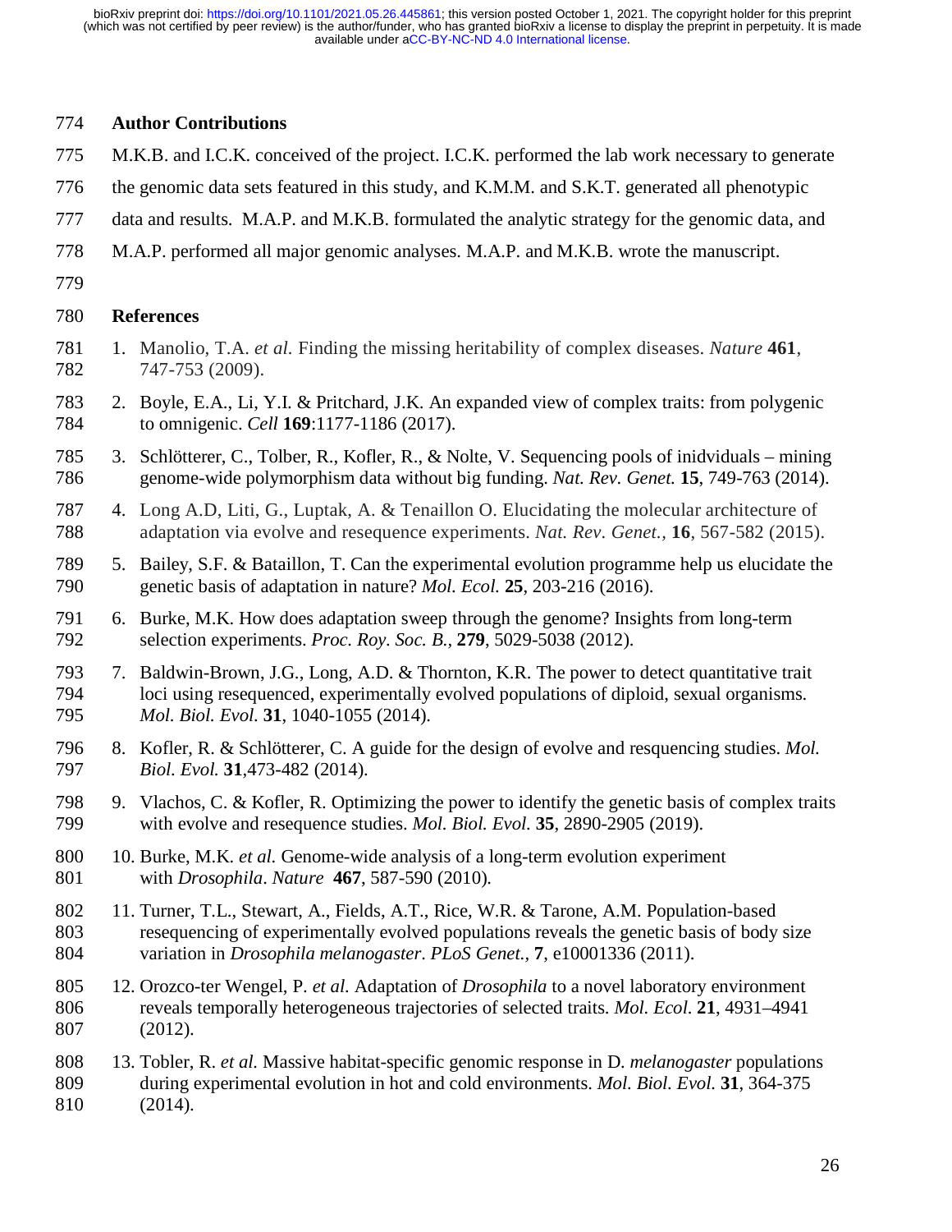## Author Contributions

M.K.B. and I.C.K. conceived of the project. I.C.K. performed the lab work necessary to generate the genomic data sets featured in this study, and K.M.M. and S.K.T. generated all phenotypic data and results. M.A.P. and M.K.B. formulated the analytic strategy for the genomic data, and M.A.P. performed all major genomic analyses. M.A.P. and M.K.B. wrote the manuscript.

## References

1. Manolio, T.A. *et al.* Finding the missing heritability of complex diseases. *Nature* **461**, 747-753 (2009).
2. Boyle, E.A., Li, Y.I. & Pritchard, J.K. An expanded view of complex traits: from polygenic to omnigenic. *Cell* **169**:1177-1186 (2017).
3. Schlötterer, C., Tolber, R., Kofler, R., & Nolte, V. Sequencing pools of inidviduals – mining genome-wide polymorphism data without big funding. *Nat. Rev. Genet.* **15**, 749-763 (2014).
4. Long A.D, Liti, G., Luptak, A. & Tenaillon O. Elucidating the molecular architecture of adaptation via evolve and resequence experiments. *Nat. Rev. Genet.*, **16**, 567-582 (2015).
5. Bailey, S.F. & Bataillon, T. Can the experimental evolution programme help us elucidate the genetic basis of adaptation in nature? *Mol. Ecol.* **25**, 203-216 (2016).
6. Burke, M.K. How does adaptation sweep through the genome? Insights from long-term selection experiments. *Proc. Roy. Soc. B.*, **279**, 5029-5038 (2012).
7. Baldwin-Brown, J.G., Long, A.D. & Thornton, K.R. The power to detect quantitative trait loci using resequenced, experimentally evolved populations of diploid, sexual organisms. *Mol. Biol. Evol.* **31**, 1040-1055 (2014).
8. Kofler, R. & Schlötterer, C. A guide for the design of evolve and resquencing studies. *Mol. Biol. Evol.* **31**,473-482 (2014).
9. Vlachos, C. & Kofler, R. Optimizing the power to identify the genetic basis of complex traits with evolve and resequence studies. *Mol. Biol. Evol.* **35**, 2890-2905 (2019).
10. Burke, M.K. *et al.* Genome-wide analysis of a long-term evolution experiment with *Drosophila*. *Nature* **467**, 587-590 (2010).
11. Turner, T.L., Stewart, A., Fields, A.T., Rice, W.R. & Tarone, A.M. Population-based resequencing of experimentally evolved populations reveals the genetic basis of body size variation in *Drosophila melanogaster*. *PLoS Genet.*, **7**, e10001336 (2011).
12. Orozco-ter Wengel, P. *et al.* Adaptation of *Drosophila* to a novel laboratory environment reveals temporally heterogeneous trajectories of selected traits. *Mol. Ecol.* **21**, 4931–4941 (2012).
13. Tobler, R. *et al.* Massive habitat-specific genomic response in D. *melanogaster* populations during experimental evolution in hot and cold environments. *Mol. Biol. Evol.* **31**, 364-375 (2014).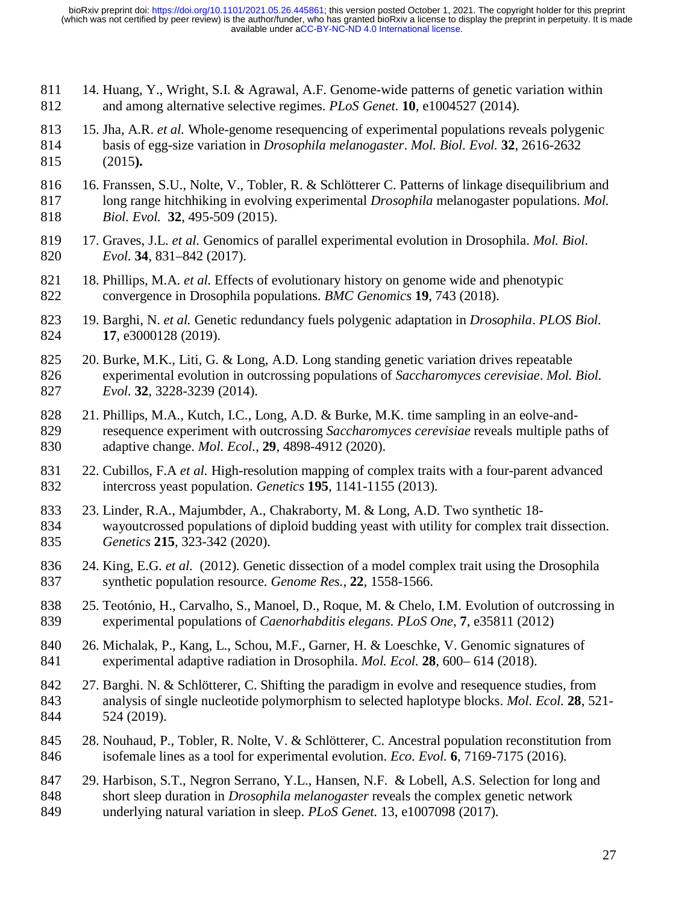14. Huang, Y., Wright, S.I. & Agrawal, A.F. Genome-wide patterns of genetic variation within and among alternative selective regimes. *PLoS Genet.* **10**, e1004527 (2014).

15. Jha, A.R. *et al.* Whole-genome resequencing of experimental populations reveals polygenic basis of egg-size variation in *Drosophila melanogaster*. *Mol. Biol. Evol.* **32**, 2616-2632 (2015**).**

16. Franssen, S.U., Nolte, V., Tobler, R. & Schlötterer C. Patterns of linkage disequilibrium and long range hitchhiking in evolving experimental *Drosophila* melanogaster populations. *Mol. Biol. Evol.* **32**, 495-509 (2015).

17. Graves, J.L. *et al.* Genomics of parallel experimental evolution in Drosophila. *Mol. Biol. Evol.* **34**, 831–842 (2017).

18. Phillips, M.A. *et al.* Effects of evolutionary history on genome wide and phenotypic convergence in Drosophila populations. *BMC Genomics* **19**, 743 (2018).

19. Barghi, N. *et al.* Genetic redundancy fuels polygenic adaptation in *Drosophila*. *PLOS Biol.* **17**, e3000128 (2019).

20. Burke, M.K., Liti, G. & Long, A.D. Long standing genetic variation drives repeatable experimental evolution in outcrossing populations of *Saccharomyces cerevisiae*. *Mol. Biol. Evol.* **32**, 3228-3239 (2014).

21. Phillips, M.A., Kutch, I.C., Long, A.D. & Burke, M.K. time sampling in an eolve-and-resequence experiment with outcrossing *Saccharomyces cerevisiae* reveals multiple paths of adaptive change. *Mol. Ecol.*, **29**, 4898-4912 (2020).

22. Cubillos, F.A *et al.* High-resolution mapping of complex traits with a four-parent advanced intercross yeast population. *Genetics* **195**, 1141-1155 (2013).

23. Linder, R.A., Majumbder, A., Chakraborty, M. & Long, A.D. Two synthetic 18-wayoutcrossed populations of diploid budding yeast with utility for complex trait dissection. *Genetics* **215**, 323-342 (2020).

24. King, E.G. *et al.* (2012). Genetic dissection of a model complex trait using the Drosophila synthetic population resource. *Genome Res.*, **22**, 1558-1566.

25. Teotónio, H., Carvalho, S., Manoel, D., Roque, M. & Chelo, I.M. Evolution of outcrossing in experimental populations of *Caenorhabditis elegans*. *PLoS One*, **7**, e35811 (2012)

26. Michalak, P., Kang, L., Schou, M.F., Garner, H. & Loeschke, V. Genomic signatures of experimental adaptive radiation in Drosophila. *Mol. Ecol.* **28**, 600– 614 (2018).

27. Barghi. N. & Schlötterer, C. Shifting the paradigm in evolve and resequence studies, from analysis of single nucleotide polymorphism to selected haplotype blocks. *Mol. Ecol.* **28**, 521-524 (2019).

28. Nouhaud, P., Tobler, R. Nolte, V. & Schlötterer, C. Ancestral population reconstitution from isofemale lines as a tool for experimental evolution. *Eco. Evol.* **6**, 7169-7175 (2016).

29. Harbison, S.T., Negron Serrano, Y.L., Hansen, N.F. & Lobell, A.S. Selection for long and short sleep duration in *Drosophila melanogaster* reveals the complex genetic network underlying natural variation in sleep. *PLoS Genet.* 13, e1007098 (2017).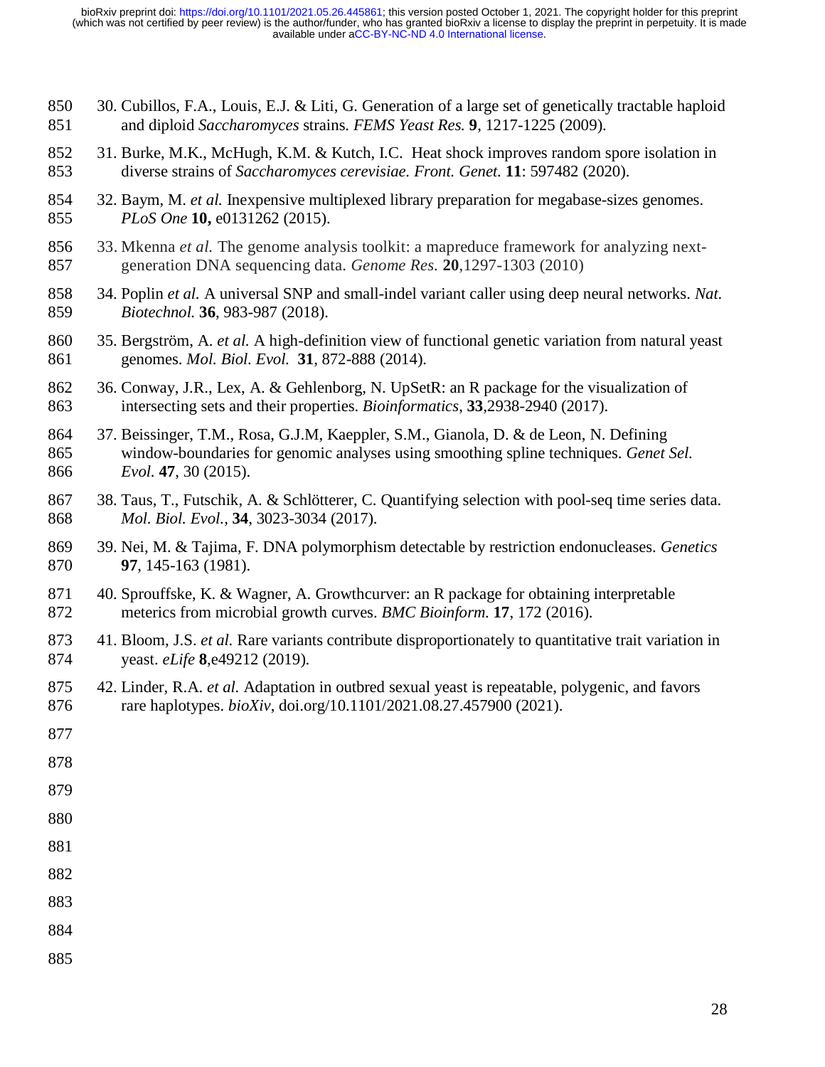30. Cubillos, F.A., Louis, E.J. & Liti, G. Generation of a large set of genetically tractable haploid and diploid *Saccharomyces* strains. *FEMS Yeast Res.* **9**, 1217-1225 (2009).

31. Burke, M.K., McHugh, K.M. & Kutch, I.C. Heat shock improves random spore isolation in diverse strains of *Saccharomyces cerevisiae. Front. Genet.* **11**: 597482 (2020).

32. Baym, M. *et al.* Inexpensive multiplexed library preparation for megabase-sizes genomes. *PLoS One* **10,** e0131262 (2015).

33. Mkenna *et al.* The genome analysis toolkit: a mapreduce framework for analyzing next-generation DNA sequencing data. *Genome Res.* **20**,1297-1303 (2010)

34. Poplin *et al.* A universal SNP and small-indel variant caller using deep neural networks. *Nat. Biotechnol.* **36**, 983-987 (2018).

35. Bergström, A. *et al.* A high-definition view of functional genetic variation from natural yeast genomes. *Mol. Biol. Evol.* **31**, 872-888 (2014).

36. Conway, J.R., Lex, A. & Gehlenborg, N. UpSetR: an R package for the visualization of intersecting sets and their properties. *Bioinformatics*, **33**,2938-2940 (2017).

37. Beissinger, T.M., Rosa, G.J.M, Kaeppler, S.M., Gianola, D. & de Leon, N. Defining window-boundaries for genomic analyses using smoothing spline techniques. *Genet Sel. Evol.* **47**, 30 (2015).

38. Taus, T., Futschik, A. & Schlötterer, C. Quantifying selection with pool-seq time series data. *Mol. Biol. Evol.*, **34**, 3023-3034 (2017).

39. Nei, M. & Tajima, F. DNA polymorphism detectable by restriction endonucleases. *Genetics* **97**, 145-163 (1981).

40. Sprouffske, K. & Wagner, A. Growthcurver: an R package for obtaining interpretable meterics from microbial growth curves. *BMC Bioinform.* **17**, 172 (2016).

41. Bloom, J.S. *et al.* Rare variants contribute disproportionately to quantitative trait variation in yeast. *eLife* **8**,e49212 (2019).

42. Linder, R.A. *et al.* Adaptation in outbred sexual yeast is repeatable, polygenic, and favors rare haplotypes. *bioXiv*, doi.org/10.1101/2021.08.27.457900 (2021).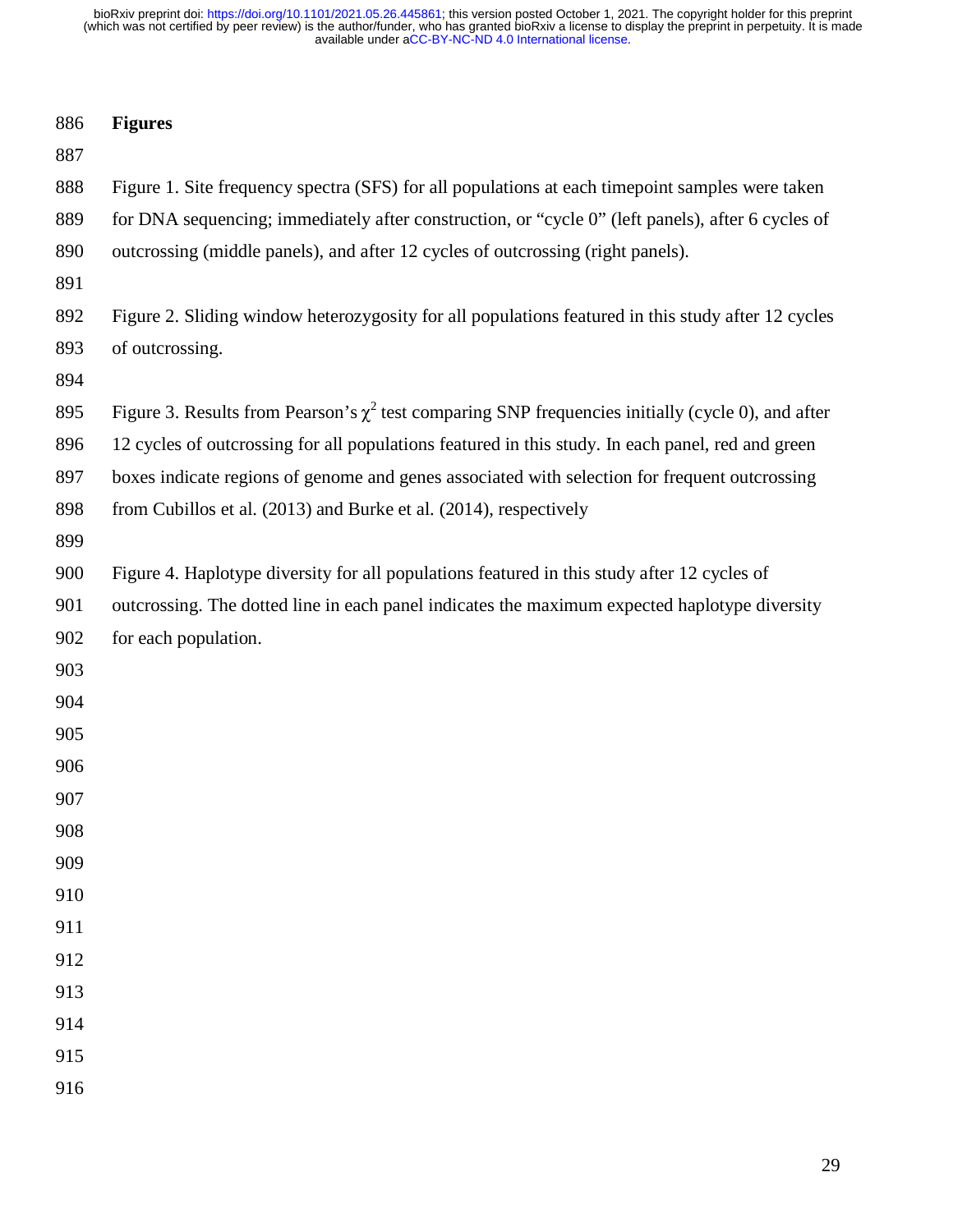## Figures

Figure 1. Site frequency spectra (SFS) for all populations at each timepoint samples were taken for DNA sequencing; immediately after construction, or "cycle 0" (left panels), after 6 cycles of outcrossing (middle panels), and after 12 cycles of outcrossing (right panels).

Figure 2. Sliding window heterozygosity for all populations featured in this study after 12 cycles of outcrossing.

Figure 3. Results from Pearson's $\chi^2$ test comparing SNP frequencies initially (cycle 0), and after 12 cycles of outcrossing for all populations featured in this study. In each panel, red and green boxes indicate regions of genome and genes associated with selection for frequent outcrossing from Cubillos et al. (2013) and Burke et al. (2014), respectively

Figure 4. Haplotype diversity for all populations featured in this study after 12 cycles of outcrossing. The dotted line in each panel indicates the maximum expected haplotype diversity for each population.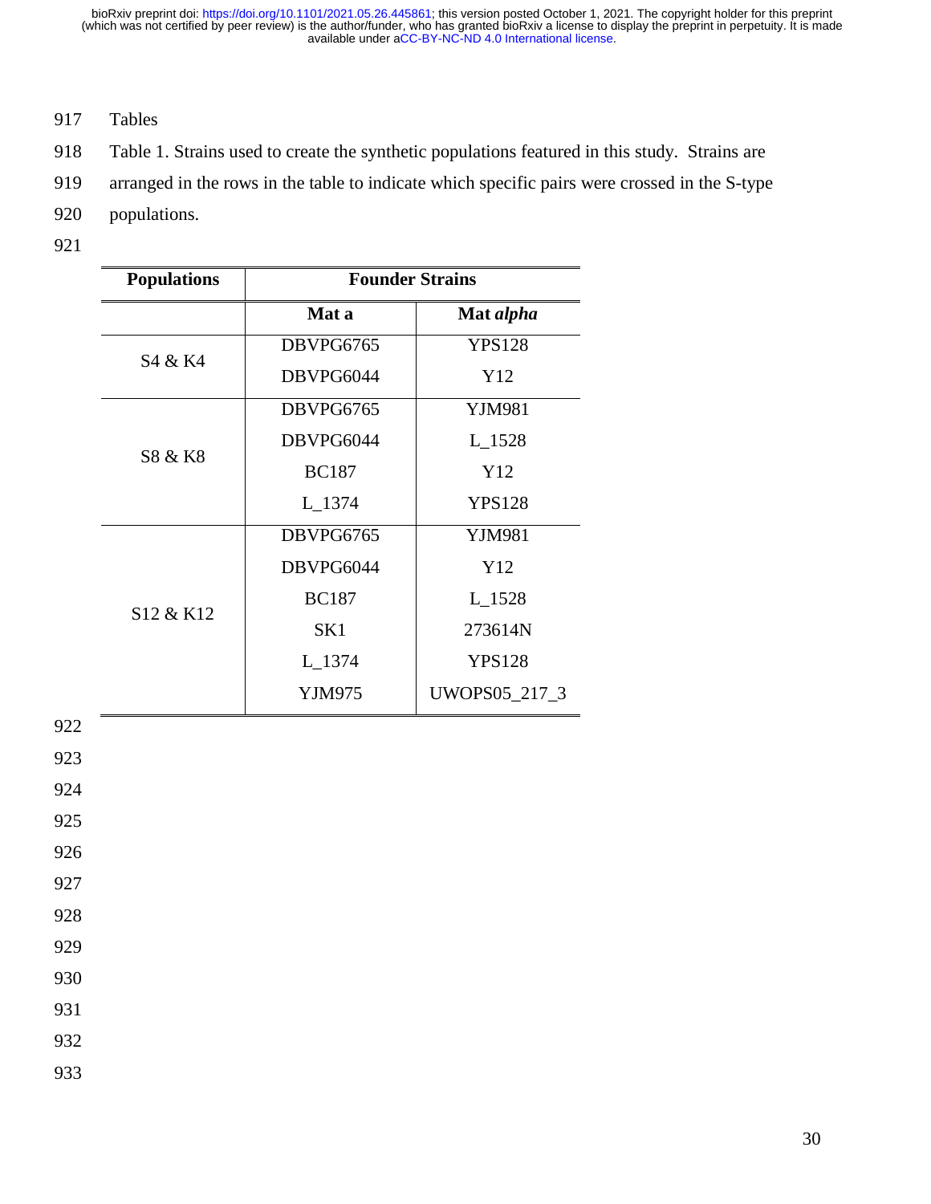# Tables

Table 1. Strains used to create the synthetic populations featured in this study. Strains are arranged in the rows in the table to indicate which specific pairs were crossed in the S-type populations.

| Populations | Founder Strains | |
|---|---|---|
| | **Mat a** | **Mat *alpha*** |
| S4 & K4 | DBVPG6765 | YPS128 |
| | DBVPG6044 | Y12 |
| S8 & K8 | DBVPG6765 | YJM981 |
| | DBVPG6044 | L_1528 |
| | BC187 | Y12 |
| | L_1374 | YPS128 |
| S12 & K12 | DBVPG6765 | YJM981 |
| | DBVPG6044 | Y12 |
| | BC187 | L_1528 |
| | SK1 | 273614N |
| | L_1374 | YPS128 |
| | YJM975 | UWOPS05_217_3 |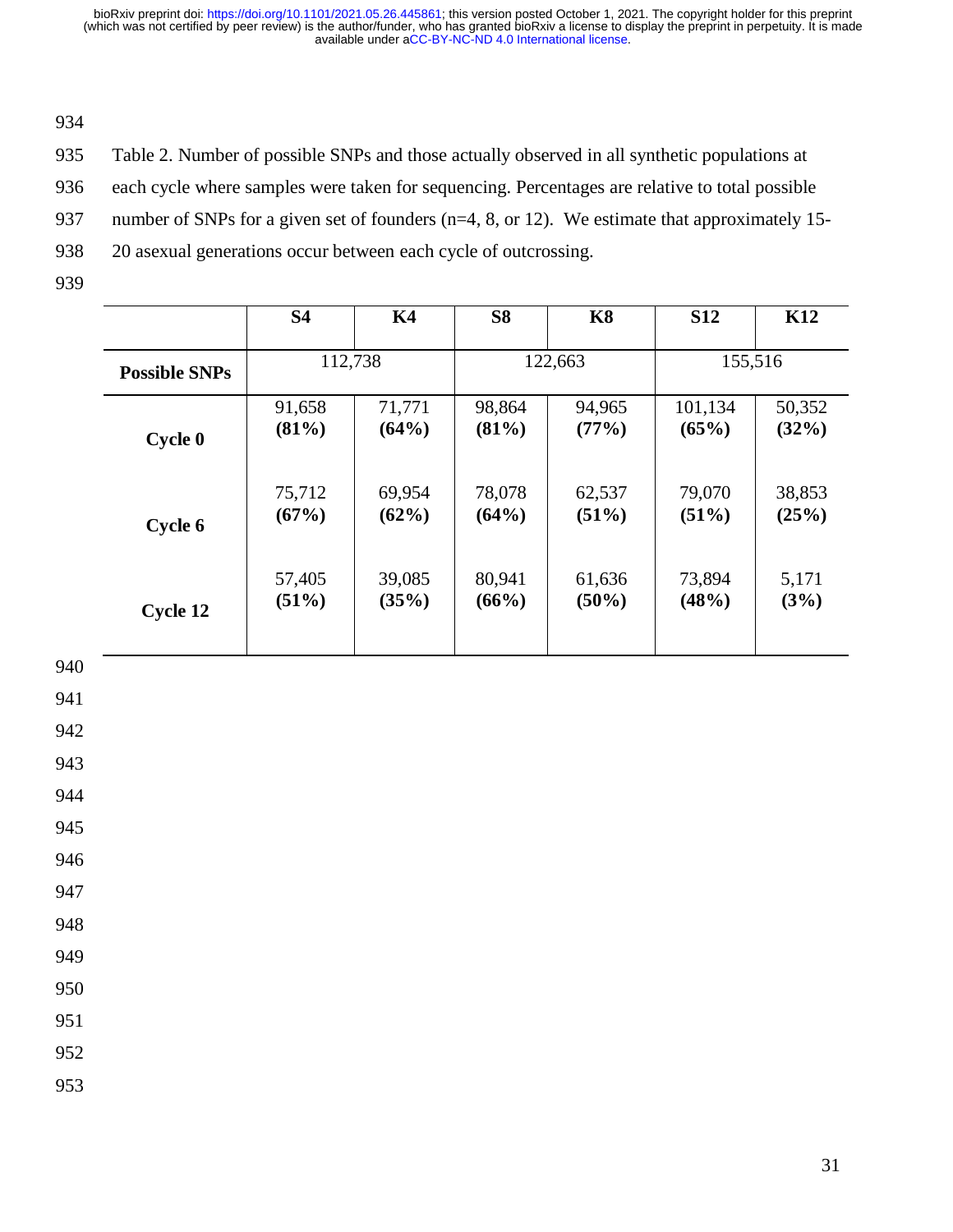Table 2. Number of possible SNPs and those actually observed in all synthetic populations at each cycle where samples were taken for sequencing. Percentages are relative to total possible number of SNPs for a given set of founders (n=4, 8, or 12). We estimate that approximately 15-20 asexual generations occur between each cycle of outcrossing.

| | **S4** | **K4** | **S8** | **K8** | **S12** | **K12** |
|---|---|---|---|---|---|---|
| **Possible SNPs** | 112,738 | | 122,663 | | 155,516 | |
| **Cycle 0** | 91,658 **(81%)** | 71,771 **(64%)** | 98,864 **(81%)** | 94,965 **(77%)** | 101,134 **(65%)** | 50,352 **(32%)** |
| **Cycle 6** | 75,712 **(67%)** | 69,954 **(62%)** | 78,078 **(64%)** | 62,537 **(51%)** | 79,070 **(51%)** | 38,853 **(25%)** |
| **Cycle 12** | 57,405 **(51%)** | 39,085 **(35%)** | 80,941 **(66%)** | 61,636 **(50%)** | 73,894 **(48%)** | 5,171 **(3%)** |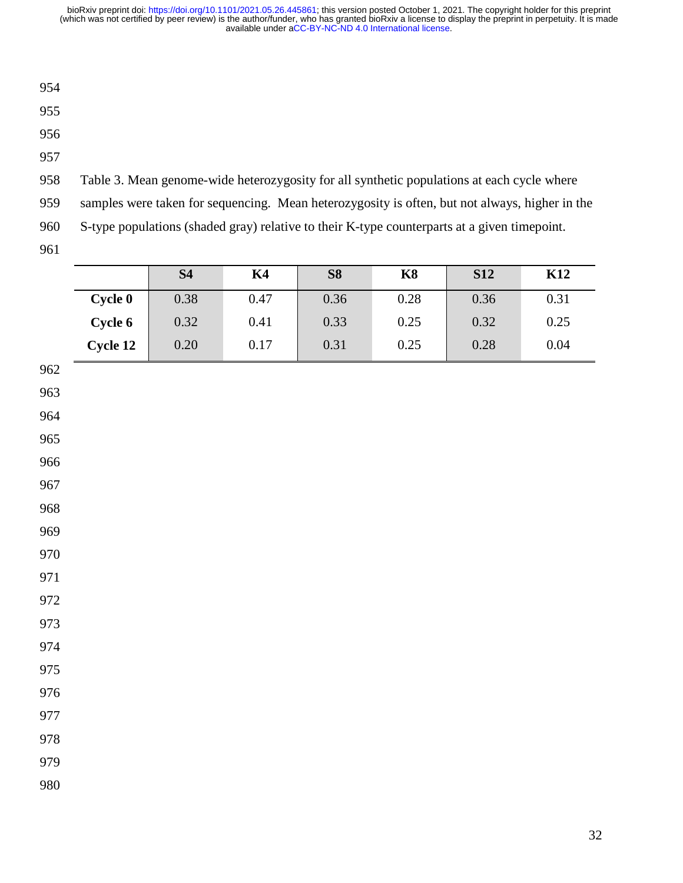Table 3. Mean genome-wide heterozygosity for all synthetic populations at each cycle where samples were taken for sequencing. Mean heterozygosity is often, but not always, higher in the S-type populations (shaded gray) relative to their K-type counterparts at a given timepoint.

| | S4 | K4 | S8 | K8 | S12 | K12 |
|---|---|---|---|---|---|---|
| **Cycle 0** | 0.38 | 0.47 | 0.36 | 0.28 | 0.36 | 0.31 |
| **Cycle 6** | 0.32 | 0.41 | 0.33 | 0.25 | 0.32 | 0.25 |
| **Cycle 12** | 0.20 | 0.17 | 0.31 | 0.25 | 0.28 | 0.04 |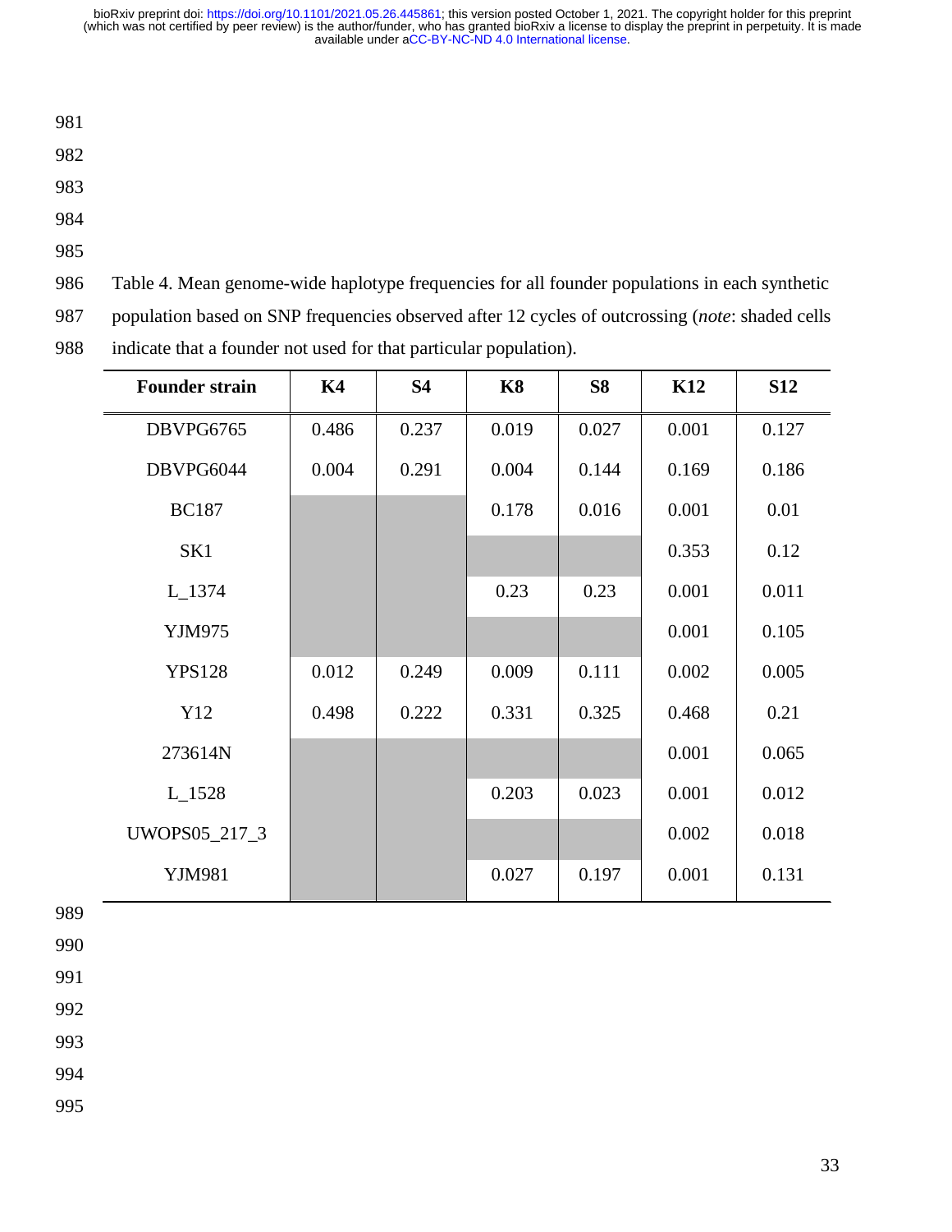Table 4. Mean genome-wide haplotype frequencies for all founder populations in each synthetic population based on SNP frequencies observed after 12 cycles of outcrossing (*note*: shaded cells indicate that a founder not used for that particular population).

| Founder strain | K4 | S4 | K8 | S8 | K12 | S12 |
|---|---|---|---|---|---|---|
| DBVPG6765 | 0.486 | 0.237 | 0.019 | 0.027 | 0.001 | 0.127 |
| DBVPG6044 | 0.004 | 0.291 | 0.004 | 0.144 | 0.169 | 0.186 |
| BC187 | | | 0.178 | 0.016 | 0.001 | 0.01 |
| SK1 | | | | | 0.353 | 0.12 |
| L_1374 | | | 0.23 | 0.23 | 0.001 | 0.011 |
| YJM975 | | | | | 0.001 | 0.105 |
| YPS128 | 0.012 | 0.249 | 0.009 | 0.111 | 0.002 | 0.005 |
| Y12 | 0.498 | 0.222 | 0.331 | 0.325 | 0.468 | 0.21 |
| 273614N | | | | | 0.001 | 0.065 |
| L_1528 | | | 0.203 | 0.023 | 0.001 | 0.012 |
| UWOPS05_217_3 | | | | | 0.002 | 0.018 |
| YJM981 | | | 0.027 | 0.197 | 0.001 | 0.131 |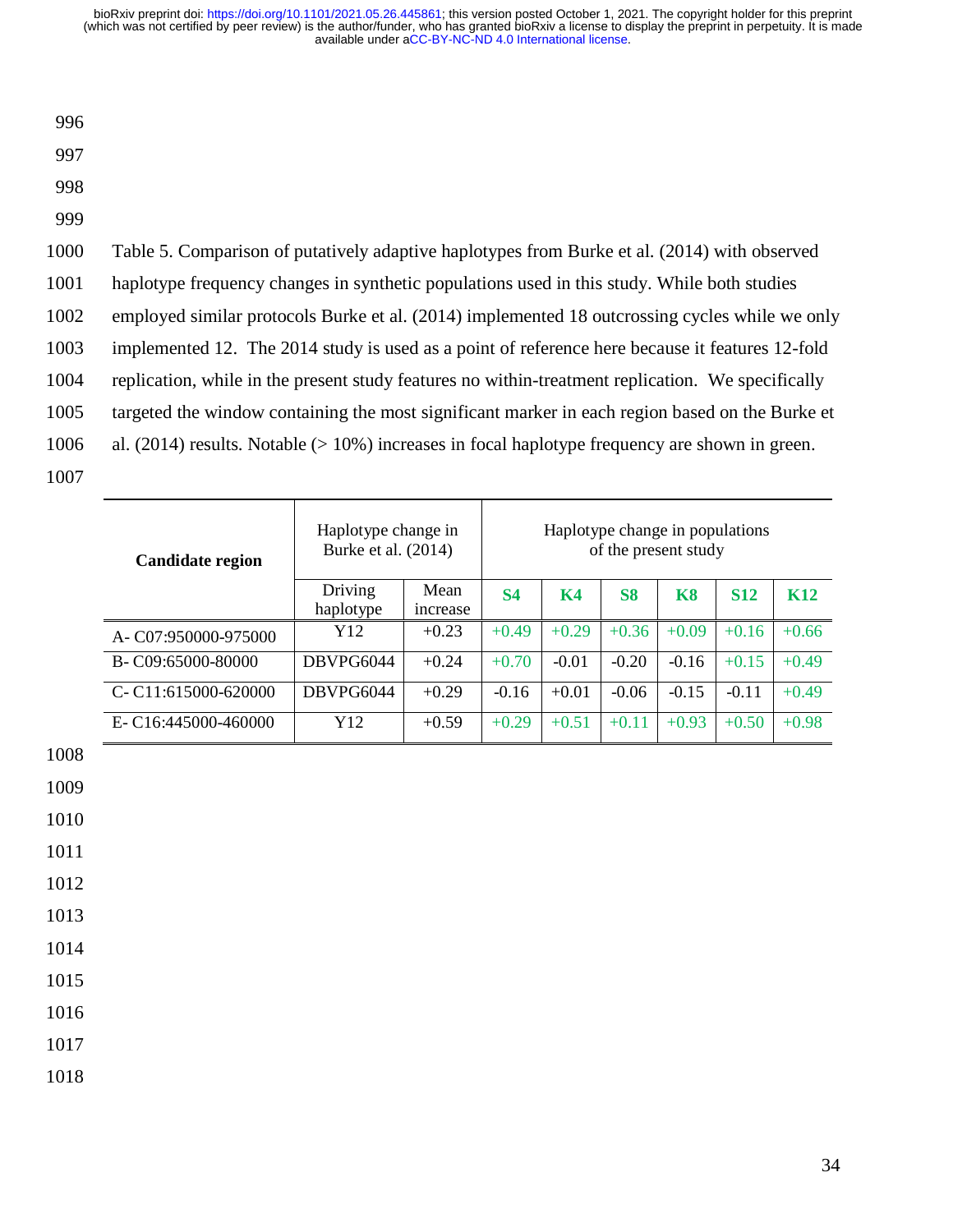Table 5. Comparison of putatively adaptive haplotypes from Burke et al. (2014) with observed haplotype frequency changes in synthetic populations used in this study. While both studies employed similar protocols Burke et al. (2014) implemented 18 outcrossing cycles while we only implemented 12. The 2014 study is used as a point of reference here because it features 12-fold replication, while in the present study features no within-treatment replication. We specifically targeted the window containing the most significant marker in each region based on the Burke et al. (2014) results. Notable (> 10%) increases in focal haplotype frequency are shown in green.

| Candidate region | Haplotype change in Burke et al. (2014) | | Haplotype change in populations of the present study | | | | | |
|---|---|---|---|---|---|---|---|---|
| | Driving haplotype | Mean increase | **S4** | **K4** | **S8** | **K8** | **S12** | **K12** |
| A- C07:950000-975000 | Y12 | +0.23 | +0.49 | +0.29 | +0.36 | +0.09 | +0.16 | +0.66 |
| B- C09:65000-80000 | DBVPG6044 | +0.24 | +0.70 | -0.01 | -0.20 | -0.16 | +0.15 | +0.49 |
| C- C11:615000-620000 | DBVPG6044 | +0.29 | -0.16 | +0.01 | -0.06 | -0.15 | -0.11 | +0.49 |
| E- C16:445000-460000 | Y12 | +0.59 | +0.29 | +0.51 | +0.11 | +0.93 | +0.50 | +0.98 |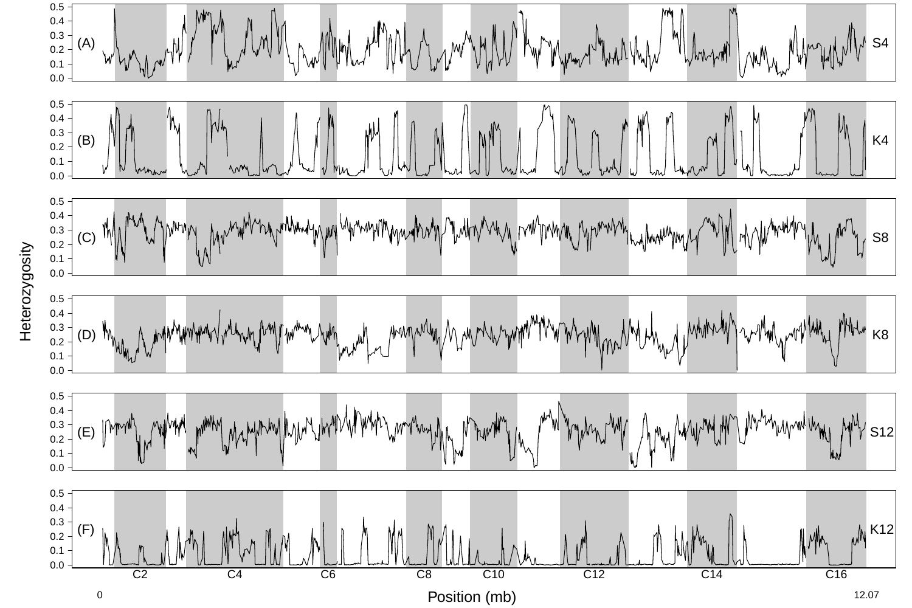Heterozygosity

(A) S4

(B) K4

(C) S8

(D) K8

(E) S12

(F) K12

C2 C4 C6 C8 C10 C12 C14 C16

0 Position (mb) 12.07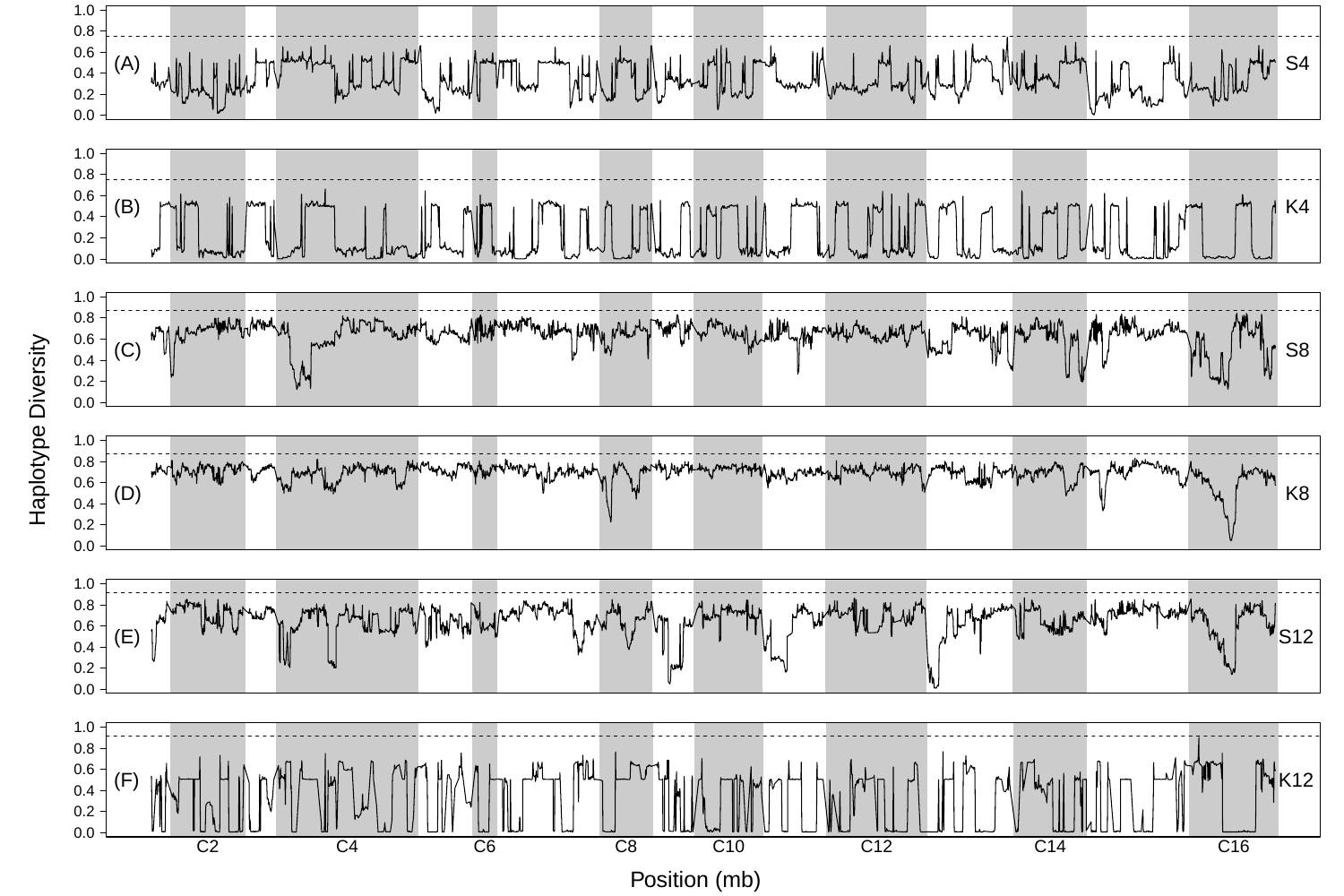Haplotype Diversity

1.0
0.8
0.6
0.4
0.2
0.0

(A) S4

(B) K4

(C) S8

(D) K8

(E) S12

(F) K12

C2 C4 C6 C8 C10 C12 C14 C16

Position (mb)